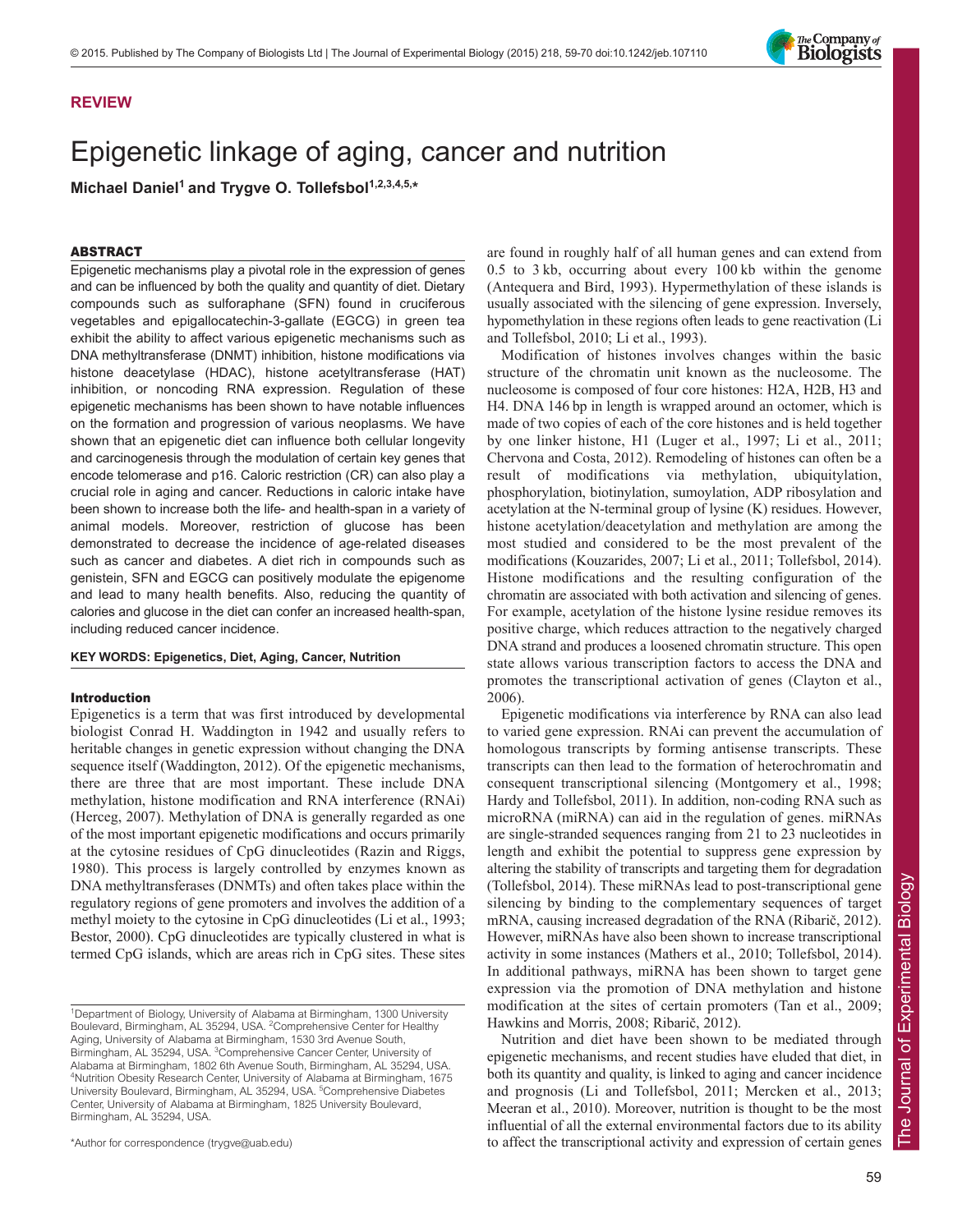**REVIEW**

# Epigenetic linkage of aging, cancer and nutrition

**Michael Daniel[1] and Trygve O. Tollefsbol[1,2,3,4,5,*]**

## ABSTRACT

Epigenetic mechanisms play a pivotal role in the expression of genes and can be influenced by both the quality and quantity of diet. Dietary compounds such as sulforaphane (SFN) found in cruciferous vegetables and epigallocatechin-3-gallate (EGCG) in green tea exhibit the ability to affect various epigenetic mechanisms such as DNA methyltransferase (DNMT) inhibition, histone modifications via histone deacetylase (HDAC), histone acetyltransferase (HAT) inhibition, or noncoding RNA expression. Regulation of these epigenetic mechanisms has been shown to have notable influences on the formation and progression of various neoplasms. We have shown that an epigenetic diet can influence both cellular longevity and carcinogenesis through the modulation of certain key genes that encode telomerase and p16. Caloric restriction (CR) can also play a crucial role in aging and cancer. Reductions in caloric intake have been shown to increase both the life- and health-span in a variety of animal models. Moreover, restriction of glucose has been demonstrated to decrease the incidence of age-related diseases such as cancer and diabetes. A diet rich in compounds such as genistein, SFN and EGCG can positively modulate the epigenome and lead to many health benefits. Also, reducing the quantity of calories and glucose in the diet can confer an increased health-span, including reduced cancer incidence.

**KEY WORDS: Epigenetics, Diet, Aging, Cancer, Nutrition**

## Introduction

Epigenetics is a term that was first introduced by developmental biologist Conrad H. Waddington in 1942 and usually refers to heritable changes in genetic expression without changing the DNA sequence itself (Waddington, 2012). Of the epigenetic mechanisms, there are three that are most important. These include DNA methylation, histone modification and RNA interference (RNAi) (Herceg, 2007). Methylation of DNA is generally regarded as one of the most important epigenetic modifications and occurs primarily at the cytosine residues of CpG dinucleotides (Razin and Riggs, 1980). This process is largely controlled by enzymes known as DNA methyltransferases (DNMTs) and often takes place within the regulatory regions of gene promoters and involves the addition of a methyl moiety to the cytosine in CpG dinucleotides (Li et al., 1993; Bestor, 2000). CpG dinucleotides are typically clustered in what is termed CpG islands, which are areas rich in CpG sites. These sites are found in roughly half of all human genes and can extend from 0.5 to 3 kb, occurring about every 100 kb within the genome (Antequera and Bird, 1993). Hypermethylation of these islands is usually associated with the silencing of gene expression. Inversely, hypomethylation in these regions often leads to gene reactivation (Li and Tollefsbol, 2010; Li et al., 1993).

Modification of histones involves changes within the basic structure of the chromatin unit known as the nucleosome. The nucleosome is composed of four core histones: H2A, H2B, H3 and H4. DNA 146 bp in length is wrapped around an octomer, which is made of two copies of each of the core histones and is held together by one linker histone, H1 (Luger et al., 1997; Li et al., 2011; Chervona and Costa, 2012). Remodeling of histones can often be a result of modifications via methylation, ubiquitylation, phosphorylation, biotinylation, sumoylation, ADP ribosylation and acetylation at the N-terminal group of lysine (K) residues. However, histone acetylation/deacetylation and methylation are among the most studied and considered to be the most prevalent of the modifications (Kouzarides, 2007; Li et al., 2011; Tollefsbol, 2014). Histone modifications and the resulting configuration of the chromatin are associated with both activation and silencing of genes. For example, acetylation of the histone lysine residue removes its positive charge, which reduces attraction to the negatively charged DNA strand and produces a loosened chromatin structure. This open state allows various transcription factors to access the DNA and promotes the transcriptional activation of genes (Clayton et al., 2006).

Epigenetic modifications via interference by RNA can also lead to varied gene expression. RNAi can prevent the accumulation of homologous transcripts by forming antisense transcripts. These transcripts can then lead to the formation of heterochromatin and consequent transcriptional silencing (Montgomery et al., 1998; Hardy and Tollefsbol, 2011). In addition, non-coding RNA such as microRNA (miRNA) can aid in the regulation of genes. miRNAs are single-stranded sequences ranging from 21 to 23 nucleotides in length and exhibit the potential to suppress gene expression by altering the stability of transcripts and targeting them for degradation (Tollefsbol, 2014). These miRNAs lead to post-transcriptional gene silencing by binding to the complementary sequences of target mRNA, causing increased degradation of the RNA (Ribarič, 2012). However, miRNAs have also been shown to increase transcriptional activity in some instances (Mathers et al., 2010; Tollefsbol, 2014). In additional pathways, miRNA has been shown to target gene expression via the promotion of DNA methylation and histone modification at the sites of certain promoters (Tan et al., 2009; Hawkins and Morris, 2008; Ribarič, 2012).

Nutrition and diet have been shown to be mediated through epigenetic mechanisms, and recent studies have eluded that diet, in both its quantity and quality, is linked to aging and cancer incidence and prognosis (Li and Tollefsbol, 2011; Mercken et al., 2013; Meeran et al., 2010). Moreover, nutrition is thought to be the most influential of all the external environmental factors due to its ability to affect the transcriptional activity and expression of certain genes

---

[1]Department of Biology, University of Alabama at Birmingham, 1300 University Boulevard, Birmingham, AL 35294, USA. [2]Comprehensive Center for Healthy Aging, University of Alabama at Birmingham, 1530 3rd Avenue South, Birmingham, AL 35294, USA. [3]Comprehensive Cancer Center, University of Alabama at Birmingham, 1802 6th Avenue South, Birmingham, AL 35294, USA. [4]Nutrition Obesity Research Center, University of Alabama at Birmingham, 1675 University Boulevard, Birmingham, AL 35294, USA. [5]Comprehensive Diabetes Center, University of Alabama at Birmingham, 1825 University Boulevard, Birmingham, AL 35294, USA.

*Author for correspondence (trygve@uab.edu)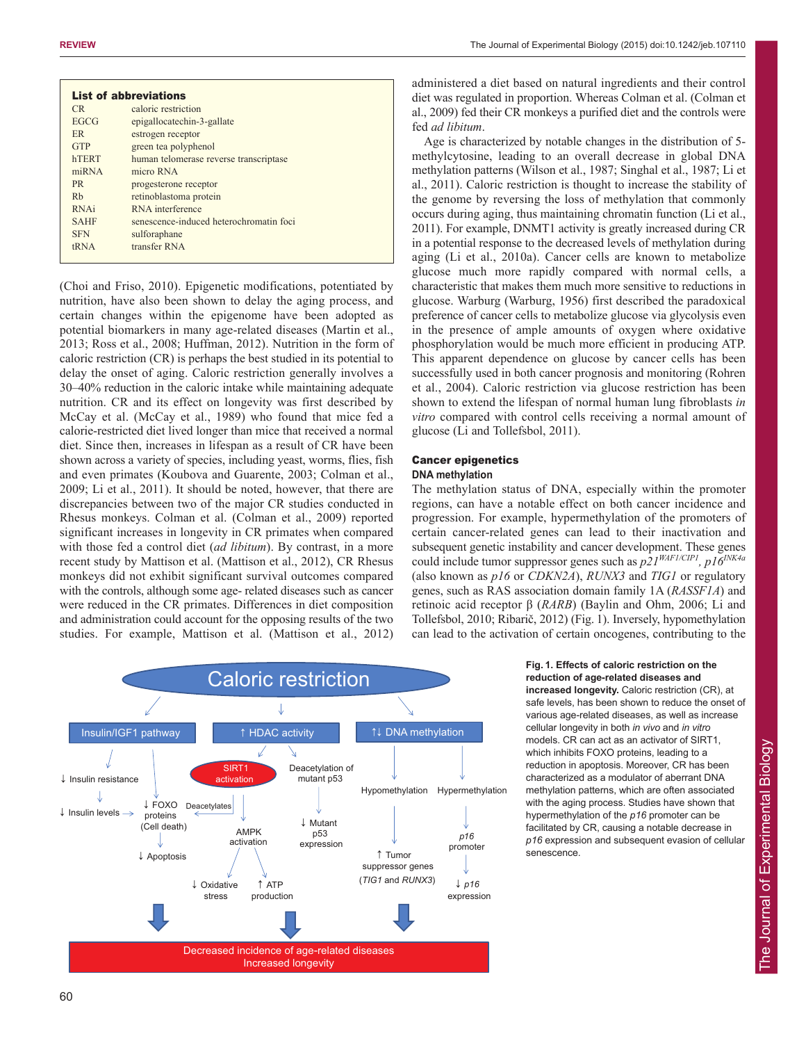**List of abbreviations**

| | |
|---|---|
| CR | caloric restriction |
| EGCG | epigallocatechin-3-gallate |
| ER | estrogen receptor |
| GTP | green tea polyphenol |
| hTERT | human telomerase reverse transcriptase |
| miRNA | micro RNA |
| PR | progesterone receptor |
| Rb | retinoblastoma protein |
| RNAi | RNA interference |
| SAHF | senescence-induced heterochromatin foci |
| SFN | sulforaphane |
| tRNA | transfer RNA |

(Choi and Friso, 2010). Epigenetic modifications, potentiated by nutrition, have also been shown to delay the aging process, and certain changes within the epigenome have been adopted as potential biomarkers in many age-related diseases (Martin et al., 2013; Ross et al., 2008; Huffman, 2012). Nutrition in the form of caloric restriction (CR) is perhaps the best studied in its potential to delay the onset of aging. Caloric restriction generally involves a 30–40% reduction in the caloric intake while maintaining adequate nutrition. CR and its effect on longevity was first described by McCay et al. (McCay et al., 1989) who found that mice fed a calorie-restricted diet lived longer than mice that received a normal diet. Since then, increases in lifespan as a result of CR have been shown across a variety of species, including yeast, worms, flies, fish and even primates (Koubova and Guarente, 2003; Colman et al., 2009; Li et al., 2011). It should be noted, however, that there are discrepancies between two of the major CR studies conducted in Rhesus monkeys. Colman et al. (Colman et al., 2009) reported significant increases in longevity in CR primates when compared with those fed a control diet (*ad libitum*). By contrast, in a more recent study by Mattison et al. (Mattison et al., 2012), CR Rhesus monkeys did not exhibit significant survival outcomes compared with the controls, although some age- related diseases such as cancer were reduced in the CR primates. Differences in diet composition and administration could account for the opposing results of the two studies. For example, Mattison et al. (Mattison et al., 2012) administered a diet based on natural ingredients and their control diet was regulated in proportion. Whereas Colman et al. (Colman et al., 2009) fed their CR monkeys a purified diet and the controls were fed *ad libitum*.

Age is characterized by notable changes in the distribution of 5-methylcytosine, leading to an overall decrease in global DNA methylation patterns (Wilson et al., 1987; Singhal et al., 1987; Li et al., 2011). Caloric restriction is thought to increase the stability of the genome by reversing the loss of methylation that commonly occurs during aging, thus maintaining chromatin function (Li et al., 2011). For example, DNMT1 activity is greatly increased during CR in a potential response to the decreased levels of methylation during aging (Li et al., 2010a). Cancer cells are known to metabolize glucose much more rapidly compared with normal cells, a characteristic that makes them much more sensitive to reductions in glucose. Warburg (Warburg, 1956) first described the paradoxical preference of cancer cells to metabolize glucose via glycolysis even in the presence of ample amounts of oxygen where oxidative phosphorylation would be much more efficient in producing ATP. This apparent dependence on glucose by cancer cells has been successfully used in both cancer prognosis and monitoring (Rohren et al., 2004). Caloric restriction via glucose restriction has been shown to extend the lifespan of normal human lung fibroblasts *in vitro* compared with control cells receiving a normal amount of glucose (Li and Tollefsbol, 2011).

## Cancer epigenetics

### DNA methylation

The methylation status of DNA, especially within the promoter regions, can have a notable effect on both cancer incidence and progression. For example, hypermethylation of the promoters of certain cancer-related genes can lead to their inactivation and subsequent genetic instability and cancer development. These genes could include tumor suppressor genes such as $p21^{WAF1/CIP1}$, $p16^{INK4a}$ (also known as *p16* or *CDKN2A*), *RUNX3* and *TIG1* or regulatory genes, such as RAS association domain family 1A (*RASSF1A*) and retinoic acid receptor β (*RARB*) (Baylin and Ohm, 2006; Li and Tollefsbol, 2010; Ribarič, 2012) (Fig. 1). Inversely, hypomethylation can lead to the activation of certain oncogenes, contributing to the

**Fig. 1. Effects of caloric restriction on the reduction of age-related diseases and increased longevity.** Caloric restriction (CR), at safe levels, has been shown to reduce the onset of various age-related diseases, as well as increase cellular longevity in both *in vivo* and *in vitro* models. CR can act as an activator of SIRT1, which inhibits FOXO proteins, leading to a reduction in apoptosis. Moreover, CR has been characterized as a modulator of aberrant DNA methylation patterns, which are often associated with the aging process. Studies have shown that hypermethylation of the *p16* promoter can be facilitated by CR, causing a notable decrease in *p16* expression and subsequent evasion of cellular senescence.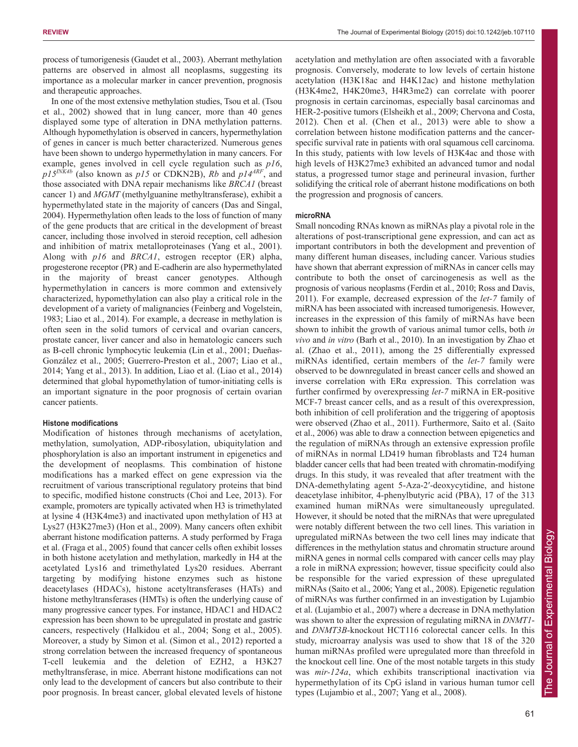process of tumorigenesis (Gaudet et al., 2003). Aberrant methylation patterns are observed in almost all neoplasms, suggesting its importance as a molecular marker in cancer prevention, prognosis and therapeutic approaches.

In one of the most extensive methylation studies, Tsou et al. (Tsou et al., 2002) showed that in lung cancer, more than 40 genes displayed some type of alteration in DNA methylation patterns. Although hypomethylation is observed in cancers, hypermethylation of genes in cancer is much better characterized. Numerous genes have been shown to undergo hypermethylation in many cancers. For example, genes involved in cell cycle regulation such as *p16*, *p15*$^{INK4b}$ (also known as *p15* or CDKN2B), *Rb* and *p14*$^{ARF}$, and those associated with DNA repair mechanisms like *BRCA1* (breast cancer 1) and *MGMT* (methylguanine methyltransferase), exhibit a hypermethylated state in the majority of cancers (Das and Singal, 2004). Hypermethylation often leads to the loss of function of many of the gene products that are critical in the development of breast cancer, including those involved in steroid reception, cell adhesion and inhibition of matrix metalloproteinases (Yang et al., 2001). Along with *p16* and *BRCA1*, estrogen receptor (ER) alpha, progesterone receptor (PR) and E-cadherin are also hypermethylated in the majority of breast cancer genotypes. Although hypermethylation in cancers is more common and extensively characterized, hypomethylation can also play a critical role in the development of a variety of malignancies (Feinberg and Vogelstein, 1983; Liao et al., 2014). For example, a decrease in methylation is often seen in the solid tumors of cervical and ovarian cancers, prostate cancer, liver cancer and also in hematologic cancers such as B-cell chronic lymphocytic leukemia (Lin et al., 2001; Dueñas-González et al., 2005; Guerrero-Preston et al., 2007; Liao et al., 2014; Yang et al., 2013). In addition, Liao et al. (Liao et al., 2014) determined that global hypomethylation of tumor-initiating cells is an important signature in the poor prognosis of certain ovarian cancer patients.

### Histone modifications

Modification of histones through mechanisms of acetylation, methylation, sumolyation, ADP-ribosylation, ubiquitylation and phosphorylation is also an important instrument in epigenetics and the development of neoplasms. This combination of histone modifications has a marked effect on gene expression via the recruitment of various transcriptional regulatory proteins that bind to specific, modified histone constructs (Choi and Lee, 2013). For example, promoters are typically activated when H3 is trimethylated at lysine 4 (H3K4me3) and inactivated upon methylation of H3 at Lys27 (H3K27me3) (Hon et al., 2009). Many cancers often exhibit aberrant histone modification patterns. A study performed by Fraga et al. (Fraga et al., 2005) found that cancer cells often exhibit losses in both histone acetylation and methylation, markedly in H4 at the acetylated Lys16 and trimethylated Lys20 residues. Aberrant targeting by modifying histone enzymes such as histone deacetylases (HDACs), histone acetyltransferases (HATs) and histone methyltransferases (HMTs) is often the underlying cause of many progressive cancer types. For instance, HDAC1 and HDAC2 expression has been shown to be upregulated in prostate and gastric cancers, respectively (Halkidou et al., 2004; Song et al., 2005). Moreover, a study by Simon et al. (Simon et al., 2012) reported a strong correlation between the increased frequency of spontaneous T-cell leukemia and the deletion of EZH2, a H3K27 methyltransferase, in mice. Aberrant histone modifications can not only lead to the development of cancers but also contribute to their poor prognosis. In breast cancer, global elevated levels of histone acetylation and methylation are often associated with a favorable prognosis. Conversely, moderate to low levels of certain histone acetylation (H3K18ac and H4K12ac) and histone methylation (H3K4me2, H4K20me3, H4R3me2) can correlate with poorer prognosis in certain carcinomas, especially basal carcinomas and HER-2-positive tumors (Elsheikh et al., 2009; Chervona and Costa, 2012). Chen et al. (Chen et al., 2013) were able to show a correlation between histone modification patterns and the cancer-specific survival rate in patients with oral squamous cell carcinoma. In this study, patients with low levels of H3K4ac and those with high levels of H3K27me3 exhibited an advanced tumor and nodal status, a progressed tumor stage and perineural invasion, further solidifying the critical role of aberrant histone modifications on both the progression and prognosis of cancers.

### microRNA

Small noncoding RNAs known as miRNAs play a pivotal role in the alterations of post-transcriptional gene expression, and can act as important contributors in both the development and prevention of many different human diseases, including cancer. Various studies have shown that aberrant expression of miRNAs in cancer cells may contribute to both the onset of carcinogenesis as well as the prognosis of various neoplasms (Ferdin et al., 2010; Ross and Davis, 2011). For example, decreased expression of the *let-7* family of miRNA has been associated with increased tumorigenesis. However, increases in the expression of this family of miRNAs have been shown to inhibit the growth of various animal tumor cells, both *in vivo* and *in vitro* (Barh et al., 2010). In an investigation by Zhao et al. (Zhao et al., 2011), among the 25 differentially expressed miRNAs identified, certain members of the *let-7* family were observed to be downregulated in breast cancer cells and showed an inverse correlation with ERα expression. This correlation was further confirmed by overexpressing *let-7* miRNA in ER-positive MCF-7 breast cancer cells, and as a result of this overexpression, both inhibition of cell proliferation and the triggering of apoptosis were observed (Zhao et al., 2011). Furthermore, Saito et al. (Saito et al., 2006) was able to draw a connection between epigenetics and the regulation of miRNAs through an extensive expression profile of miRNAs in normal LD419 human fibroblasts and T24 human bladder cancer cells that had been treated with chromatin-modifying drugs. In this study, it was revealed that after treatment with the DNA-demethylating agent 5-Aza-2′-deoxycytidine, and histone deacetylase inhibitor, 4-phenylbutyric acid (PBA), 17 of the 313 examined human miRNAs were simultaneously upregulated. However, it should be noted that the miRNAs that were upregulated were notably different between the two cell lines. This variation in upregulated miRNAs between the two cell lines may indicate that differences in the methylation status and chromatin structure around miRNA genes in normal cells compared with cancer cells may play a role in miRNA expression; however, tissue specificity could also be responsible for the varied expression of these upregulated miRNAs (Saito et al., 2006; Yang et al., 2008). Epigenetic regulation of miRNAs was further confirmed in an investigation by Lujambio et al. (Lujambio et al., 2007) where a decrease in DNA methylation was shown to alter the expression of regulating miRNA in *DNMT1*- and *DNMT3B*-knockout HCT116 colorectal cancer cells. In this study, microarray analysis was used to show that 18 of the 320 human miRNAs profiled were upregulated more than threefold in the knockout cell line. One of the most notable targets in this study was *mir-124a*, which exhibits transcriptional inactivation via hypermethylation of its CpG island in various human tumor cell types (Lujambio et al., 2007; Yang et al., 2008).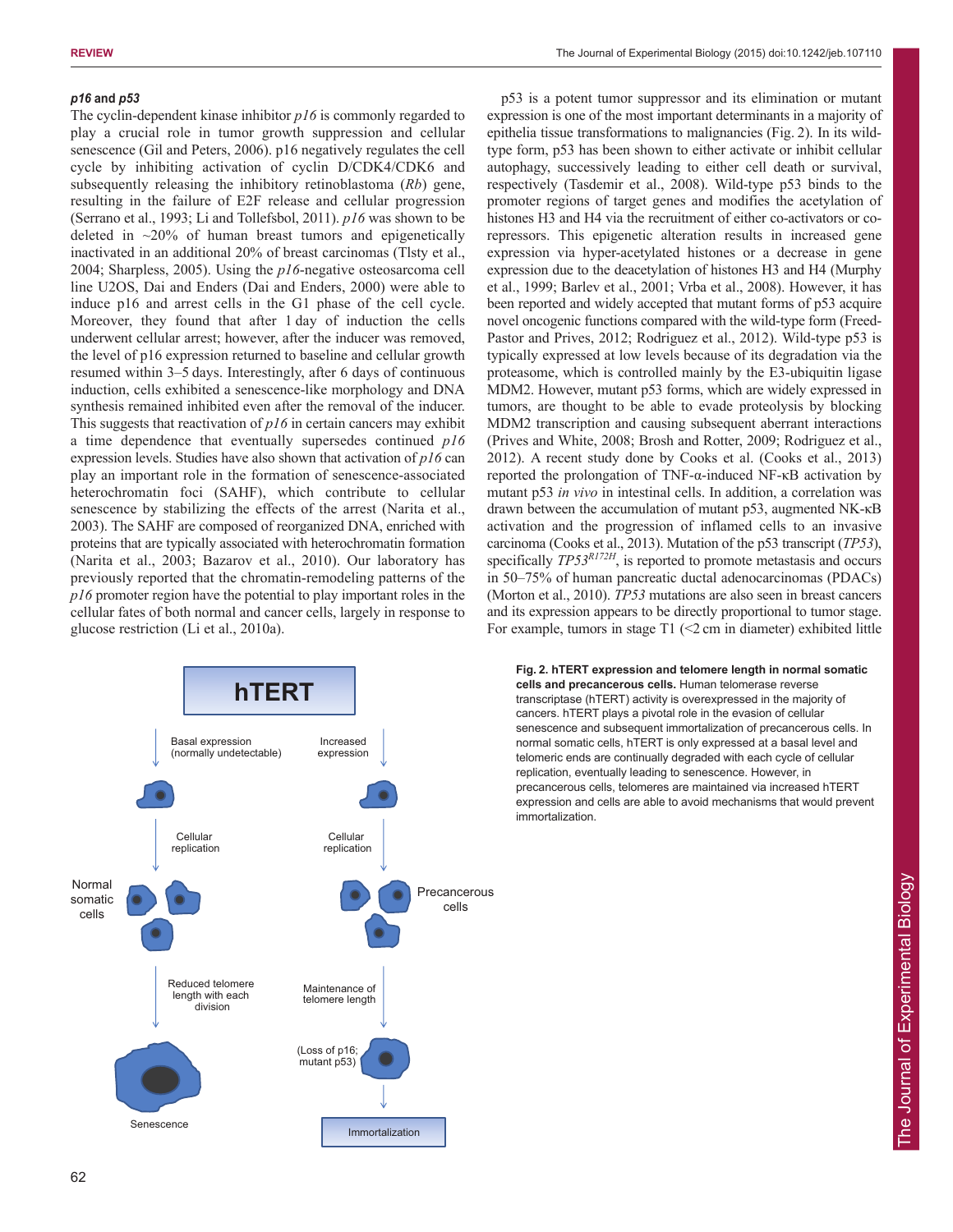### *p16* and *p53*

The cyclin-dependent kinase inhibitor *p16* is commonly regarded to play a crucial role in tumor growth suppression and cellular senescence (Gil and Peters, 2006). p16 negatively regulates the cell cycle by inhibiting activation of cyclin D/CDK4/CDK6 and subsequently releasing the inhibitory retinoblastoma (*Rb*) gene, resulting in the failure of E2F release and cellular progression (Serrano et al., 1993; Li and Tollefsbol, 2011). *p16* was shown to be deleted in ~20% of human breast tumors and epigenetically inactivated in an additional 20% of breast carcinomas (Tlsty et al., 2004; Sharpless, 2005). Using the *p16*-negative osteosarcoma cell line U2OS, Dai and Enders (Dai and Enders, 2000) were able to induce p16 and arrest cells in the G1 phase of the cell cycle. Moreover, they found that after 1 day of induction the cells underwent cellular arrest; however, after the inducer was removed, the level of p16 expression returned to baseline and cellular growth resumed within 3–5 days. Interestingly, after 6 days of continuous induction, cells exhibited a senescence-like morphology and DNA synthesis remained inhibited even after the removal of the inducer. This suggests that reactivation of *p16* in certain cancers may exhibit a time dependence that eventually supersedes continued *p16* expression levels. Studies have also shown that activation of *p16* can play an important role in the formation of senescence-associated heterochromatin foci (SAHF), which contribute to cellular senescence by stabilizing the effects of the arrest (Narita et al., 2003). The SAHF are composed of reorganized DNA, enriched with proteins that are typically associated with heterochromatin formation (Narita et al., 2003; Bazarov et al., 2010). Our laboratory has previously reported that the chromatin-remodeling patterns of the *p16* promoter region have the potential to play important roles in the cellular fates of both normal and cancer cells, largely in response to glucose restriction (Li et al., 2010a).

p53 is a potent tumor suppressor and its elimination or mutant expression is one of the most important determinants in a majority of epithelia tissue transformations to malignancies (Fig. 2). In its wild-type form, p53 has been shown to either activate or inhibit cellular autophagy, successively leading to either cell death or survival, respectively (Tasdemir et al., 2008). Wild-type p53 binds to the promoter regions of target genes and modifies the acetylation of histones H3 and H4 via the recruitment of either co-activators or co-repressors. This epigenetic alteration results in increased gene expression via hyper-acetylated histones or a decrease in gene expression due to the deacetylation of histones H3 and H4 (Murphy et al., 1999; Barlev et al., 2001; Vrba et al., 2008). However, it has been reported and widely accepted that mutant forms of p53 acquire novel oncogenic functions compared with the wild-type form (Freed-Pastor and Prives, 2012; Rodriguez et al., 2012). Wild-type p53 is typically expressed at low levels because of its degradation via the proteasome, which is controlled mainly by the E3-ubiquitin ligase MDM2. However, mutant p53 forms, which are widely expressed in tumors, are thought to be able to evade proteolysis by blocking MDM2 transcription and causing subsequent aberrant interactions (Prives and White, 2008; Brosh and Rotter, 2009; Rodriguez et al., 2012). A recent study done by Cooks et al. (Cooks et al., 2013) reported the prolongation of TNF-α-induced NF-κB activation by mutant p53 *in vivo* in intestinal cells. In addition, a correlation was drawn between the accumulation of mutant p53, augmented NK-κB activation and the progression of inflamed cells to an invasive carcinoma (Cooks et al., 2013). Mutation of the p53 transcript (*TP53*), specifically *TP53*$^{R172H}$, is reported to promote metastasis and occurs in 50–75% of human pancreatic ductal adenocarcinomas (PDACs) (Morton et al., 2010). *TP53* mutations are also seen in breast cancers and its expression appears to be directly proportional to tumor stage. For example, tumors in stage T1 (<2 cm in diameter) exhibited little

**Fig. 2. hTERT expression and telomere length in normal somatic cells and precancerous cells.** Human telomerase reverse transcriptase (hTERT) activity is overexpressed in the majority of cancers. hTERT plays a pivotal role in the evasion of cellular senescence and subsequent immortalization of precancerous cells. In normal somatic cells, hTERT is only expressed at a basal level and telomeric ends are continually degraded with each cycle of cellular replication, eventually leading to senescence. However, in precancerous cells, telomeres are maintained via increased hTERT expression and cells are able to avoid mechanisms that would prevent immortalization.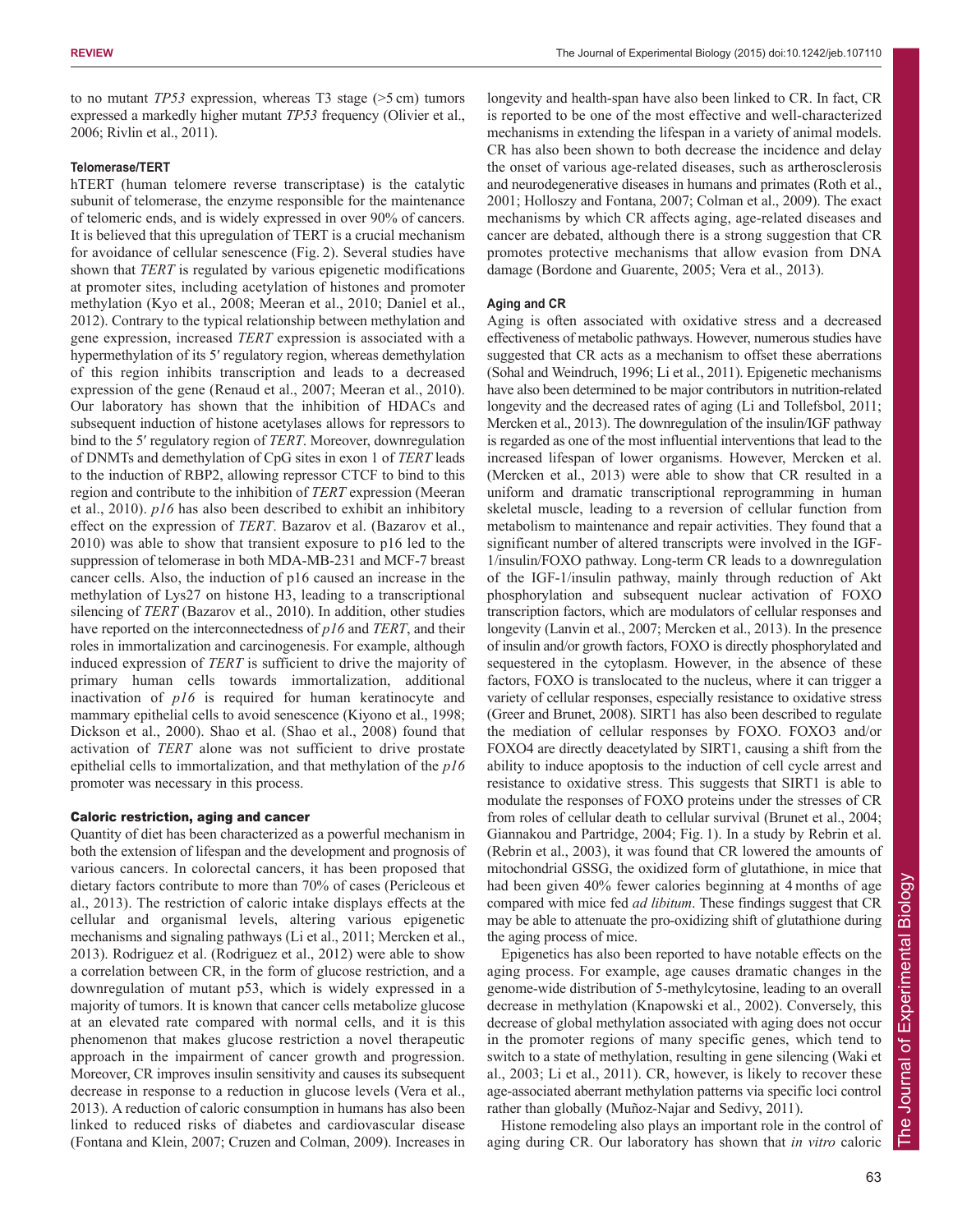to no mutant *TP53* expression, whereas T3 stage (>5 cm) tumors expressed a markedly higher mutant *TP53* frequency (Olivier et al., 2006; Rivlin et al., 2011).

#### Telomerase/TERT

hTERT (human telomere reverse transcriptase) is the catalytic subunit of telomerase, the enzyme responsible for the maintenance of telomeric ends, and is widely expressed in over 90% of cancers. It is believed that this upregulation of TERT is a crucial mechanism for avoidance of cellular senescence (Fig. 2). Several studies have shown that *TERT* is regulated by various epigenetic modifications at promoter sites, including acetylation of histones and promoter methylation (Kyo et al., 2008; Meeran et al., 2010; Daniel et al., 2012). Contrary to the typical relationship between methylation and gene expression, increased *TERT* expression is associated with a hypermethylation of its 5′ regulatory region, whereas demethylation of this region inhibits transcription and leads to a decreased expression of the gene (Renaud et al., 2007; Meeran et al., 2010). Our laboratory has shown that the inhibition of HDACs and subsequent induction of histone acetylases allows for repressors to bind to the 5′ regulatory region of *TERT*. Moreover, downregulation of DNMTs and demethylation of CpG sites in exon 1 of *TERT* leads to the induction of RBP2, allowing repressor CTCF to bind to this region and contribute to the inhibition of *TERT* expression (Meeran et al., 2010). *p16* has also been described to exhibit an inhibitory effect on the expression of *TERT*. Bazarov et al. (Bazarov et al., 2010) was able to show that transient exposure to p16 led to the suppression of telomerase in both MDA-MB-231 and MCF-7 breast cancer cells. Also, the induction of p16 caused an increase in the methylation of Lys27 on histone H3, leading to a transcriptional silencing of *TERT* (Bazarov et al., 2010). In addition, other studies have reported on the interconnectedness of *p16* and *TERT*, and their roles in immortalization and carcinogenesis. For example, although induced expression of *TERT* is sufficient to drive the majority of primary human cells towards immortalization, additional inactivation of *p16* is required for human keratinocyte and mammary epithelial cells to avoid senescence (Kiyono et al., 1998; Dickson et al., 2000). Shao et al. (Shao et al., 2008) found that activation of *TERT* alone was not sufficient to drive prostate epithelial cells to immortalization, and that methylation of the *p16* promoter was necessary in this process.

### Caloric restriction, aging and cancer

Quantity of diet has been characterized as a powerful mechanism in both the extension of lifespan and the development and prognosis of various cancers. In colorectal cancers, it has been proposed that dietary factors contribute to more than 70% of cases (Pericleous et al., 2013). The restriction of caloric intake displays effects at the cellular and organismal levels, altering various epigenetic mechanisms and signaling pathways (Li et al., 2011; Mercken et al., 2013). Rodriguez et al. (Rodriguez et al., 2012) were able to show a correlation between CR, in the form of glucose restriction, and a downregulation of mutant p53, which is widely expressed in a majority of tumors. It is known that cancer cells metabolize glucose at an elevated rate compared with normal cells, and it is this phenomenon that makes glucose restriction a novel therapeutic approach in the impairment of cancer growth and progression. Moreover, CR improves insulin sensitivity and causes its subsequent decrease in response to a reduction in glucose levels (Vera et al., 2013). A reduction of caloric consumption in humans has also been linked to reduced risks of diabetes and cardiovascular disease (Fontana and Klein, 2007; Cruzen and Colman, 2009). Increases in longevity and health-span have also been linked to CR. In fact, CR is reported to be one of the most effective and well-characterized mechanisms in extending the lifespan in a variety of animal models. CR has also been shown to both decrease the incidence and delay the onset of various age-related diseases, such as artherosclerosis and neurodegenerative diseases in humans and primates (Roth et al., 2001; Holloszy and Fontana, 2007; Colman et al., 2009). The exact mechanisms by which CR affects aging, age-related diseases and cancer are debated, although there is a strong suggestion that CR promotes protective mechanisms that allow evasion from DNA damage (Bordone and Guarente, 2005; Vera et al., 2013).

#### Aging and CR

Aging is often associated with oxidative stress and a decreased effectiveness of metabolic pathways. However, numerous studies have suggested that CR acts as a mechanism to offset these aberrations (Sohal and Weindruch, 1996; Li et al., 2011). Epigenetic mechanisms have also been determined to be major contributors in nutrition-related longevity and the decreased rates of aging (Li and Tollefsbol, 2011; Mercken et al., 2013). The downregulation of the insulin/IGF pathway is regarded as one of the most influential interventions that lead to the increased lifespan of lower organisms. However, Mercken et al. (Mercken et al., 2013) were able to show that CR resulted in a uniform and dramatic transcriptional reprogramming in human skeletal muscle, leading to a reversion of cellular function from metabolism to maintenance and repair activities. They found that a significant number of altered transcripts were involved in the IGF-1/insulin/FOXO pathway. Long-term CR leads to a downregulation of the IGF-1/insulin pathway, mainly through reduction of Akt phosphorylation and subsequent nuclear activation of FOXO transcription factors, which are modulators of cellular responses and longevity (Lanvin et al., 2007; Mercken et al., 2013). In the presence of insulin and/or growth factors, FOXO is directly phosphorylated and sequestered in the cytoplasm. However, in the absence of these factors, FOXO is translocated to the nucleus, where it can trigger a variety of cellular responses, especially resistance to oxidative stress (Greer and Brunet, 2008). SIRT1 has also been described to regulate the mediation of cellular responses by FOXO. FOXO3 and/or FOXO4 are directly deacetylated by SIRT1, causing a shift from the ability to induce apoptosis to the induction of cell cycle arrest and resistance to oxidative stress. This suggests that SIRT1 is able to modulate the responses of FOXO proteins under the stresses of CR from roles of cellular death to cellular survival (Brunet et al., 2004; Giannakou and Partridge, 2004; Fig. 1). In a study by Rebrin et al. (Rebrin et al., 2003), it was found that CR lowered the amounts of mitochondrial GSSG, the oxidized form of glutathione, in mice that had been given 40% fewer calories beginning at 4 months of age compared with mice fed *ad libitum*. These findings suggest that CR may be able to attenuate the pro-oxidizing shift of glutathione during the aging process of mice.

Epigenetics has also been reported to have notable effects on the aging process. For example, age causes dramatic changes in the genome-wide distribution of 5-methylcytosine, leading to an overall decrease in methylation (Knapowski et al., 2002). Conversely, this decrease of global methylation associated with aging does not occur in the promoter regions of many specific genes, which tend to switch to a state of methylation, resulting in gene silencing (Waki et al., 2003; Li et al., 2011). CR, however, is likely to recover these age-associated aberrant methylation patterns via specific loci control rather than globally (Muñoz-Najar and Sedivy, 2011).

Histone remodeling also plays an important role in the control of aging during CR. Our laboratory has shown that *in vitro* caloric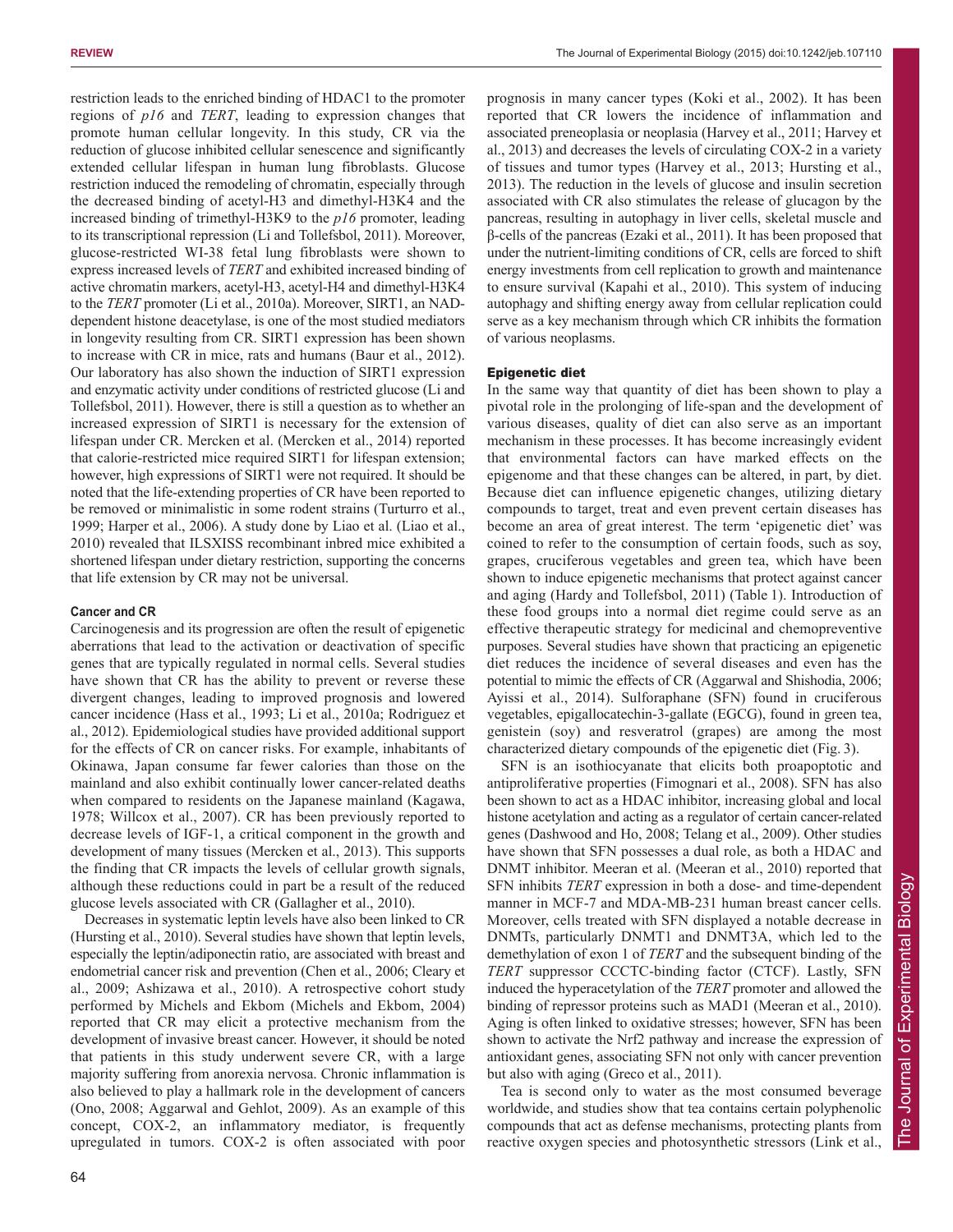restriction leads to the enriched binding of HDAC1 to the promoter regions of *p16* and *TERT*, leading to expression changes that promote human cellular longevity. In this study, CR via the reduction of glucose inhibited cellular senescence and significantly extended cellular lifespan in human lung fibroblasts. Glucose restriction induced the remodeling of chromatin, especially through the decreased binding of acetyl-H3 and dimethyl-H3K4 and the increased binding of trimethyl-H3K9 to the *p16* promoter, leading to its transcriptional repression (Li and Tollefsbol, 2011). Moreover, glucose-restricted WI-38 fetal lung fibroblasts were shown to express increased levels of *TERT* and exhibited increased binding of active chromatin markers, acetyl-H3, acetyl-H4 and dimethyl-H3K4 to the *TERT* promoter (Li et al., 2010a). Moreover, SIRT1, an NAD-dependent histone deacetylase, is one of the most studied mediators in longevity resulting from CR. SIRT1 expression has been shown to increase with CR in mice, rats and humans (Baur et al., 2012). Our laboratory has also shown the induction of SIRT1 expression and enzymatic activity under conditions of restricted glucose (Li and Tollefsbol, 2011). However, there is still a question as to whether an increased expression of SIRT1 is necessary for the extension of lifespan under CR. Mercken et al. (Mercken et al., 2014) reported that calorie-restricted mice required SIRT1 for lifespan extension; however, high expressions of SIRT1 were not required. It should be noted that the life-extending properties of CR have been reported to be removed or minimalistic in some rodent strains (Turturro et al., 1999; Harper et al., 2006). A study done by Liao et al. (Liao et al., 2010) revealed that ILSXISS recombinant inbred mice exhibited a shortened lifespan under dietary restriction, supporting the concerns that life extension by CR may not be universal.

#### Cancer and CR

Carcinogenesis and its progression are often the result of epigenetic aberrations that lead to the activation or deactivation of specific genes that are typically regulated in normal cells. Several studies have shown that CR has the ability to prevent or reverse these divergent changes, leading to improved prognosis and lowered cancer incidence (Hass et al., 1993; Li et al., 2010a; Rodriguez et al., 2012). Epidemiological studies have provided additional support for the effects of CR on cancer risks. For example, inhabitants of Okinawa, Japan consume far fewer calories than those on the mainland and also exhibit continually lower cancer-related deaths when compared to residents on the Japanese mainland (Kagawa, 1978; Willcox et al., 2007). CR has been previously reported to decrease levels of IGF-1, a critical component in the growth and development of many tissues (Mercken et al., 2013). This supports the finding that CR impacts the levels of cellular growth signals, although these reductions could in part be a result of the reduced glucose levels associated with CR (Gallagher et al., 2010).

Decreases in systematic leptin levels have also been linked to CR (Hursting et al., 2010). Several studies have shown that leptin levels, especially the leptin/adiponectin ratio, are associated with breast and endometrial cancer risk and prevention (Chen et al., 2006; Cleary et al., 2009; Ashizawa et al., 2010). A retrospective cohort study performed by Michels and Ekbom (Michels and Ekbom, 2004) reported that CR may elicit a protective mechanism from the development of invasive breast cancer. However, it should be noted that patients in this study underwent severe CR, with a large majority suffering from anorexia nervosa. Chronic inflammation is also believed to play a hallmark role in the development of cancers (Ono, 2008; Aggarwal and Gehlot, 2009). As an example of this concept, COX-2, an inflammatory mediator, is frequently upregulated in tumors. COX-2 is often associated with poor prognosis in many cancer types (Koki et al., 2002). It has been reported that CR lowers the incidence of inflammation and associated preneoplasia or neoplasia (Harvey et al., 2011; Harvey et al., 2013) and decreases the levels of circulating COX-2 in a variety of tissues and tumor types (Harvey et al., 2013; Hursting et al., 2013). The reduction in the levels of glucose and insulin secretion associated with CR also stimulates the release of glucagon by the pancreas, resulting in autophagy in liver cells, skeletal muscle and β-cells of the pancreas (Ezaki et al., 2011). It has been proposed that under the nutrient-limiting conditions of CR, cells are forced to shift energy investments from cell replication to growth and maintenance to ensure survival (Kapahi et al., 2010). This system of inducing autophagy and shifting energy away from cellular replication could serve as a key mechanism through which CR inhibits the formation of various neoplasms.

### Epigenetic diet

In the same way that quantity of diet has been shown to play a pivotal role in the prolonging of life-span and the development of various diseases, quality of diet can also serve as an important mechanism in these processes. It has become increasingly evident that environmental factors can have marked effects on the epigenome and that these changes can be altered, in part, by diet. Because diet can influence epigenetic changes, utilizing dietary compounds to target, treat and even prevent certain diseases has become an area of great interest. The term 'epigenetic diet' was coined to refer to the consumption of certain foods, such as soy, grapes, cruciferous vegetables and green tea, which have been shown to induce epigenetic mechanisms that protect against cancer and aging (Hardy and Tollefsbol, 2011) (Table 1). Introduction of these food groups into a normal diet regime could serve as an effective therapeutic strategy for medicinal and chemopreventive purposes. Several studies have shown that practicing an epigenetic diet reduces the incidence of several diseases and even has the potential to mimic the effects of CR (Aggarwal and Shishodia, 2006; Ayissi et al., 2014). Sulforaphane (SFN) found in cruciferous vegetables, epigallocatechin-3-gallate (EGCG), found in green tea, genistein (soy) and resveratrol (grapes) are among the most characterized dietary compounds of the epigenetic diet (Fig. 3).

SFN is an isothiocyanate that elicits both proapoptotic and antiproliferative properties (Fimognari et al., 2008). SFN has also been shown to act as a HDAC inhibitor, increasing global and local histone acetylation and acting as a regulator of certain cancer-related genes (Dashwood and Ho, 2008; Telang et al., 2009). Other studies have shown that SFN possesses a dual role, as both a HDAC and DNMT inhibitor. Meeran et al. (Meeran et al., 2010) reported that SFN inhibits *TERT* expression in both a dose- and time-dependent manner in MCF-7 and MDA-MB-231 human breast cancer cells. Moreover, cells treated with SFN displayed a notable decrease in DNMTs, particularly DNMT1 and DNMT3A, which led to the demethylation of exon 1 of *TERT* and the subsequent binding of the *TERT* suppressor CCCTC-binding factor (CTCF). Lastly, SFN induced the hyperacetylation of the *TERT* promoter and allowed the binding of repressor proteins such as MAD1 (Meeran et al., 2010). Aging is often linked to oxidative stresses; however, SFN has been shown to activate the Nrf2 pathway and increase the expression of antioxidant genes, associating SFN not only with cancer prevention but also with aging (Greco et al., 2011).

Tea is second only to water as the most consumed beverage worldwide, and studies show that tea contains certain polyphenolic compounds that act as defense mechanisms, protecting plants from reactive oxygen species and photosynthetic stressors (Link et al.,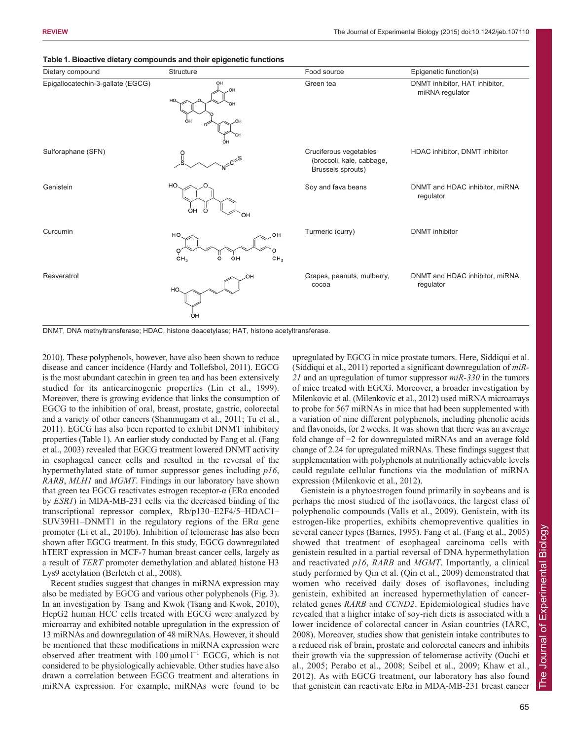**Table 1. Bioactive dietary compounds and their epigenetic functions**

| Dietary compound | Structure | Food source | Epigenetic function(s) |
|---|---|---|---|
| Epigallocatechin-3-gallate (EGCG) | | Green tea | DNMT inhibitor, HAT inhibitor, miRNA regulator |
| Sulforaphane (SFN) | | Cruciferous vegetables (broccoli, kale, cabbage, Brussels sprouts) | HDAC inhibitor, DNMT inhibitor |
| Genistein | | Soy and fava beans | DNMT and HDAC inhibitor, miRNA regulator |
| Curcumin | | Turmeric (curry) | DNMT inhibitor |
| Resveratrol | | Grapes, peanuts, mulberry, cocoa | DNMT and HDAC inhibitor, miRNA regulator |

DNMT, DNA methyltransferase; HDAC, histone deacetylase; HAT, histone acetyltransferase.

2010). These polyphenols, however, have also been shown to reduce disease and cancer incidence (Hardy and Tollefsbol, 2011). EGCG is the most abundant catechin in green tea and has been extensively studied for its anticarcinogenic properties (Lin et al., 1999). Moreover, there is growing evidence that links the consumption of EGCG to the inhibition of oral, breast, prostate, gastric, colorectal and a variety of other cancers (Shanmugam et al., 2011; Tu et al., 2011). EGCG has also been reported to exhibit DNMT inhibitory properties (Table 1). An earlier study conducted by Fang et al. (Fang et al., 2003) revealed that EGCG treatment lowered DNMT activity in esophageal cancer cells and resulted in the reversal of the hypermethylated state of tumor suppressor genes including *p16*, *RARB*, *MLH1* and *MGMT*. Findings in our laboratory have shown that green tea EGCG reactivates estrogen receptor-α (ERα encoded by *ESR1*) in MDA-MB-231 cells via the decreased binding of the transcriptional repressor complex, Rb/p130–E2F4/5–HDAC1–SUV39H1–DNMT1 in the regulatory regions of the ERα gene promoter (Li et al., 2010b). Inhibition of telomerase has also been shown after EGCG treatment. In this study, EGCG downregulated hTERT expression in MCF-7 human breast cancer cells, largely as a result of *TERT* promoter demethylation and ablated histone H3 Lys9 acetylation (Berletch et al., 2008).

Recent studies suggest that changes in miRNA expression may also be mediated by EGCG and various other polyphenols (Fig. 3). In an investigation by Tsang and Kwok (Tsang and Kwok, 2010), HepG2 human HCC cells treated with EGCG were analyzed by microarray and exhibited notable upregulation in the expression of 13 miRNAs and downregulation of 48 miRNAs. However, it should be mentioned that these modifications in miRNA expression were observed after treatment with 100 $\mu$mol $l^{-1}$ EGCG, which is not considered to be physiologically achievable. Other studies have also drawn a correlation between EGCG treatment and alterations in miRNA expression. For example, miRNAs were found to be upregulated by EGCG in mice prostate tumors. Here, Siddiqui et al. (Siddiqui et al., 2011) reported a significant downregulation of *miR-21* and an upregulation of tumor suppressor *miR-330* in the tumors of mice treated with EGCG. Moreover, a broader investigation by Milenkovic et al. (Milenkovic et al., 2012) used miRNA microarrays to probe for 567 miRNAs in mice that had been supplemented with a variation of nine different polyphenols, including phenolic acids and flavonoids, for 2 weeks. It was shown that there was an average fold change of −2 for downregulated miRNAs and an average fold change of 2.24 for upregulated miRNAs. These findings suggest that supplementation with polyphenols at nutritionally achievable levels could regulate cellular functions via the modulation of miRNA expression (Milenkovic et al., 2012).

Genistein is a phytoestrogen found primarily in soybeans and is perhaps the most studied of the isoflavones, the largest class of polyphenolic compounds (Valls et al., 2009). Genistein, with its estrogen-like properties, exhibits chemopreventive qualities in several cancer types (Barnes, 1995). Fang et al. (Fang et al., 2005) showed that treatment of esophageal cancer cells with genistein resulted in a partial reversal of DNA hypermethylation and reactivated *p16*, *RARB* and *MGMT*. Importantly, a clinical study performed by Qin et al. (Qin et al., 2009) demonstrated that women who received daily doses of isoflavones, including genistein, exhibited an increased hypermethylation of cancer-related genes *RARB* and *CCND2*. Epidemiological studies have revealed that a higher intake of soy-rich diets is associated with a lower incidence of colorectal cancer in Asian countries (IARC, 2008). Moreover, studies show that genistein intake contributes to a reduced risk of brain, prostate and colorectal cancers and inhibits their growth via the suppression of telomerase activity (Ouchi et al., 2005; Perabo et al., 2008; Seibel et al., 2009; Khaw et al., 2012). As with EGCG treatment, our laboratory has also found that genistein can reactivate ERα in MDA-MB-231 breast cancer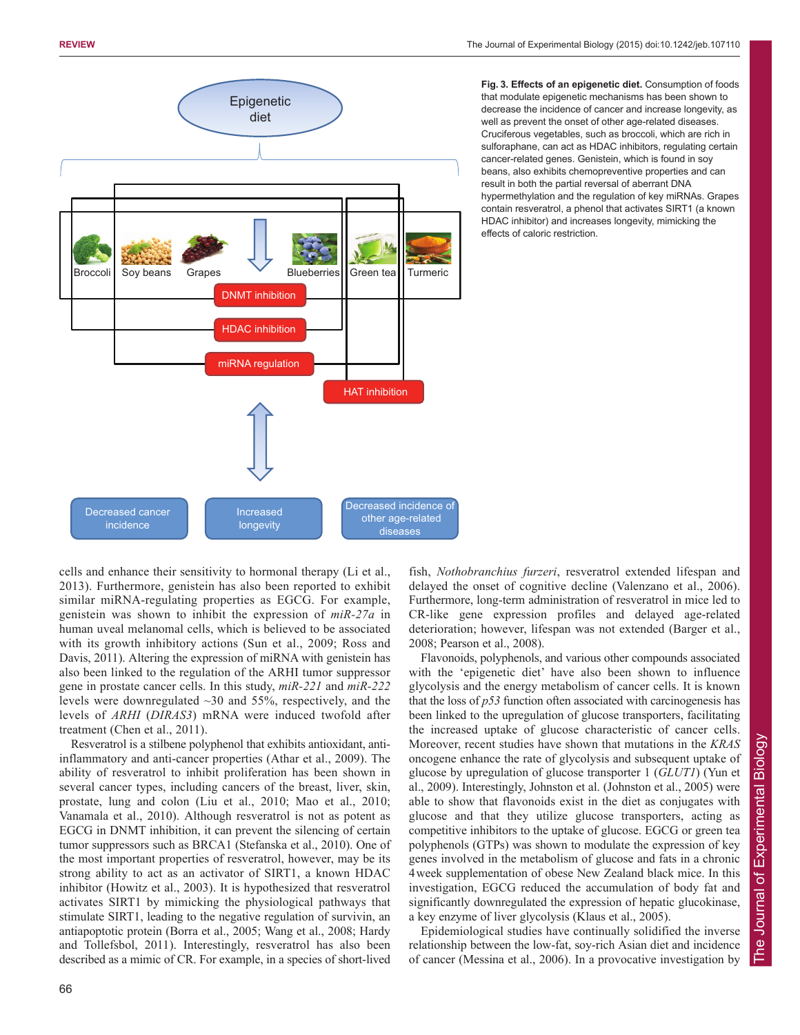**Fig. 3. Effects of an epigenetic diet.** Consumption of foods that modulate epigenetic mechanisms has been shown to decrease the incidence of cancer and increase longevity, as well as prevent the onset of other age-related diseases. Cruciferous vegetables, such as broccoli, which are rich in sulforaphane, can act as HDAC inhibitors, regulating certain cancer-related genes. Genistein, which is found in soy beans, also exhibits chemopreventive properties and can result in both the partial reversal of aberrant DNA hypermethylation and the regulation of key miRNAs. Grapes contain resveratrol, a phenol that activates SIRT1 (a known HDAC inhibitor) and increases longevity, mimicking the effects of caloric restriction.

cells and enhance their sensitivity to hormonal therapy (Li et al., 2013). Furthermore, genistein has also been reported to exhibit similar miRNA-regulating properties as EGCG. For example, genistein was shown to inhibit the expression of *miR-27a* in human uveal melanomal cells, which is believed to be associated with its growth inhibitory actions (Sun et al., 2009; Ross and Davis, 2011). Altering the expression of miRNA with genistein has also been linked to the regulation of the ARHI tumor suppressor gene in prostate cancer cells. In this study, *miR-221* and *miR-222* levels were downregulated ~30 and 55%, respectively, and the levels of *ARHI* (*DIRAS3*) mRNA were induced twofold after treatment (Chen et al., 2011).

Resveratrol is a stilbene polyphenol that exhibits antioxidant, anti-inflammatory and anti-cancer properties (Athar et al., 2009). The ability of resveratrol to inhibit proliferation has been shown in several cancer types, including cancers of the breast, liver, skin, prostate, lung and colon (Liu et al., 2010; Mao et al., 2010; Vanamala et al., 2010). Although resveratrol is not as potent as EGCG in DNMT inhibition, it can prevent the silencing of certain tumor suppressors such as BRCA1 (Stefanska et al., 2010). One of the most important properties of resveratrol, however, may be its strong ability to act as an activator of SIRT1, a known HDAC inhibitor (Howitz et al., 2003). It is hypothesized that resveratrol activates SIRT1 by mimicking the physiological pathways that stimulate SIRT1, leading to the negative regulation of survivin, an antiapoptotic protein (Borra et al., 2005; Wang et al., 2008; Hardy and Tollefsbol, 2011). Interestingly, resveratrol has also been described as a mimic of CR. For example, in a species of short-lived fish, *Nothobranchius furzeri*, resveratrol extended lifespan and delayed the onset of cognitive decline (Valenzano et al., 2006). Furthermore, long-term administration of resveratrol in mice led to CR-like gene expression profiles and delayed age-related deterioration; however, lifespan was not extended (Barger et al., 2008; Pearson et al., 2008).

Flavonoids, polyphenols, and various other compounds associated with the 'epigenetic diet' have also been shown to influence glycolysis and the energy metabolism of cancer cells. It is known that the loss of *p53* function often associated with carcinogenesis has been linked to the upregulation of glucose transporters, facilitating the increased uptake of glucose characteristic of cancer cells. Moreover, recent studies have shown that mutations in the *KRAS* oncogene enhance the rate of glycolysis and subsequent uptake of glucose by upregulation of glucose transporter 1 (*GLUT1*) (Yun et al., 2009). Interestingly, Johnston et al. (Johnston et al., 2005) were able to show that flavonoids exist in the diet as conjugates with glucose and that they utilize glucose transporters, acting as competitive inhibitors to the uptake of glucose. EGCG or green tea polyphenols (GTPs) was shown to modulate the expression of key genes involved in the metabolism of glucose and fats in a chronic 4 week supplementation of obese New Zealand black mice. In this investigation, EGCG reduced the accumulation of body fat and significantly downregulated the expression of hepatic glucokinase, a key enzyme of liver glycolysis (Klaus et al., 2005).

Epidemiological studies have continually solidified the inverse relationship between the low-fat, soy-rich Asian diet and incidence of cancer (Messina et al., 2006). In a provocative investigation by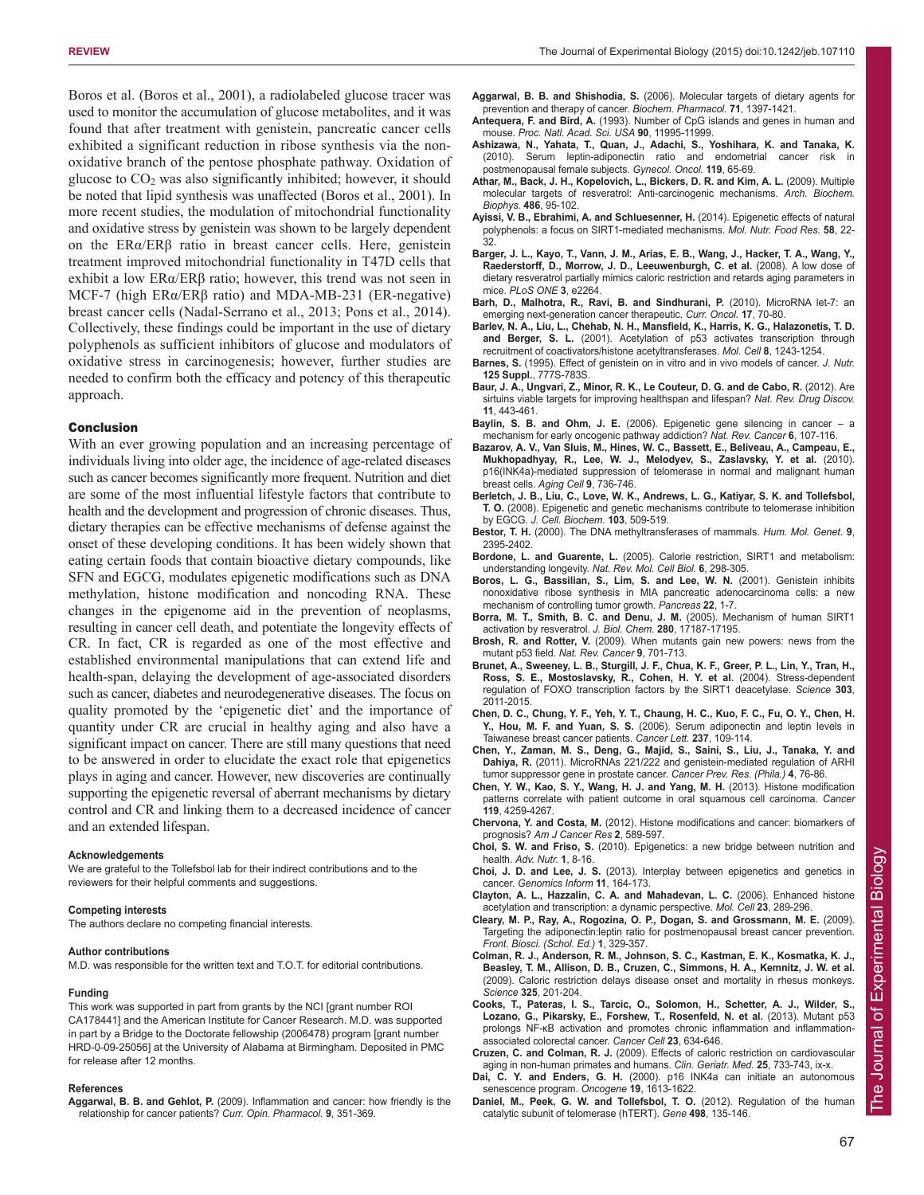Boros et al. (Boros et al., 2001), a radiolabeled glucose tracer was used to monitor the accumulation of glucose metabolites, and it was found that after treatment with genistein, pancreatic cancer cells exhibited a significant reduction in ribose synthesis via the non-oxidative branch of the pentose phosphate pathway. Oxidation of glucose to $CO_2$ was also significantly inhibited; however, it should be noted that lipid synthesis was unaffected (Boros et al., 2001). In more recent studies, the modulation of mitochondrial functionality and oxidative stress by genistein was shown to be largely dependent on the ERα/ERβ ratio in breast cancer cells. Here, genistein treatment improved mitochondrial functionality in T47D cells that exhibit a low ERα/ERβ ratio; however, this trend was not seen in MCF-7 (high ERα/ERβ ratio) and MDA-MB-231 (ER-negative) breast cancer cells (Nadal-Serrano et al., 2013; Pons et al., 2014). Collectively, these findings could be important in the use of dietary polyphenols as sufficient inhibitors of glucose and modulators of oxidative stress in carcinogenesis; however, further studies are needed to confirm both the efficacy and potency of this therapeutic approach.

## Conclusion

With an ever growing population and an increasing percentage of individuals living into older age, the incidence of age-related diseases such as cancer becomes significantly more frequent. Nutrition and diet are some of the most influential lifestyle factors that contribute to health and the development and progression of chronic diseases. Thus, dietary therapies can be effective mechanisms of defense against the onset of these developing conditions. It has been widely shown that eating certain foods that contain bioactive dietary compounds, like SFN and EGCG, modulates epigenetic modifications such as DNA methylation, histone modification and noncoding RNA. These changes in the epigenome aid in the prevention of neoplasms, resulting in cancer cell death, and potentiate the longevity effects of CR. In fact, CR is regarded as one of the most effective and established environmental manipulations that can extend life and health-span, delaying the development of age-associated disorders such as cancer, diabetes and neurodegenerative diseases. The focus on quality promoted by the 'epigenetic diet' and the importance of quantity under CR are crucial in healthy aging and also have a significant impact on cancer. There are still many questions that need to be answered in order to elucidate the exact role that epigenetics plays in aging and cancer. However, new discoveries are continually supporting the epigenetic reversal of aberrant mechanisms by dietary control and CR and linking them to a decreased incidence of cancer and an extended lifespan.

#### Acknowledgements

We are grateful to the Tollefsbol lab for their indirect contributions and to the reviewers for their helpful comments and suggestions.

#### Competing interests

The authors declare no competing financial interests.

#### Author contributions

M.D. was responsible for the written text and T.O.T. for editorial contributions.

#### Funding

This work was supported in part from grants by the NCI [grant number ROI CA178441] and the American Institute for Cancer Research. M.D. was supported in part by a Bridge to the Doctorate fellowship (2006478) program [grant number HRD-0-09-25056] at the University of Alabama at Birmingham. Deposited in PMC for release after 12 months.

#### References

**Aggarwal, B. B. and Gehlot, P.** (2009). Inflammation and cancer: how friendly is the relationship for cancer patients? *Curr. Opin. Pharmacol.* **9**, 351-369.

**Aggarwal, B. B. and Shishodia, S.** (2006). Molecular targets of dietary agents for prevention and therapy of cancer. *Biochem. Pharmacol.* **71**, 1397-1421.

**Antequera, F. and Bird, A.** (1993). Number of CpG islands and genes in human and mouse. *Proc. Natl. Acad. Sci. USA* **90**, 11995-11999.

**Ashizawa, N., Yahata, T., Quan, J., Adachi, S., Yoshihara, K. and Tanaka, K.** (2010). Serum leptin-adiponectin ratio and endometrial cancer risk in postmenopausal female subjects. *Gynecol. Oncol.* **119**, 65-69.

**Athar, M., Back, J. H., Kopelovich, L., Bickers, D. R. and Kim, A. L.** (2009). Multiple molecular targets of resveratrol: Anti-carcinogenic mechanisms. *Arch. Biochem. Biophys.* **486**, 95-102.

**Ayissi, V. B., Ebrahimi, A. and Schluesenner, H.** (2014). Epigenetic effects of natural polyphenols: a focus on SIRT1-mediated mechanisms. *Mol. Nutr. Food Res.* **58**, 22-32.

**Barger, J. L., Kayo, T., Vann, J. M., Arias, E. B., Wang, J., Hacker, T. A., Wang, Y., Raederstorff, D., Morrow, J. D., Leeuwenburgh, C. et al.** (2008). A low dose of dietary resveratrol partially mimics caloric restriction and retards aging parameters in mice. *PLoS ONE* **3**, e2264.

**Barh, D., Malhotra, R., Ravi, B. and Sindhurani, P.** (2010). MicroRNA let-7: an emerging next-generation cancer therapeutic. *Curr. Oncol.* **17**, 70-80.

**Barlev, N. A., Liu, L., Chehab, N. H., Mansfield, K., Harris, K. G., Halazonetis, T. D. and Berger, S. L.** (2001). Acetylation of p53 activates transcription through recruitment of coactivators/histone acetyltransferases. *Mol. Cell* **8**, 1243-1254.

**Barnes, S.** (1995). Effect of genistein on in vitro and in vivo models of cancer. *J. Nutr.* **125 Suppl.**, 777S-783S.

**Baur, J. A., Ungvari, Z., Minor, R. K., Le Couteur, D. G. and de Cabo, R.** (2012). Are sirtuins viable targets for improving healthspan and lifespan? *Nat. Rev. Drug Discov.* **11**, 443-461.

**Baylin, S. B. and Ohm, J. E.** (2006). Epigenetic gene silencing in cancer – a mechanism for early oncogenic pathway addiction? *Nat. Rev. Cancer* **6**, 107-116.

**Bazarov, A. V., Van Sluis, M., Hines, W. C., Bassett, E., Beliveau, A., Campeau, E., Mukhopadhyay, R., Lee, W. J., Melodyev, S., Zaslavsky, Y. et al.** (2010). p16(INK4a)-mediated suppression of telomerase in normal and malignant human breast cells. *Aging Cell* **9**, 736-746.

**Berletch, J. B., Liu, C., Love, W. K., Andrews, L. G., Katiyar, S. K. and Tollefsbol, T. O.** (2008). Epigenetic and genetic mechanisms contribute to telomerase inhibition by EGCG. *J. Cell. Biochem.* **103**, 509-519.

**Bestor, T. H.** (2000). The DNA methyltransferases of mammals. *Hum. Mol. Genet.* **9**, 2395-2402.

**Bordone, L. and Guarente, L.** (2005). Calorie restriction, SIRT1 and metabolism: understanding longevity. *Nat. Rev. Mol. Cell Biol.* **6**, 298-305.

**Boros, L. G., Bassilian, S., Lim, S. and Lee, W. N.** (2001). Genistein inhibits nonoxidative ribose synthesis in MIA pancreatic adenocarcinoma cells: a new mechanism of controlling tumor growth. *Pancreas* **22**, 1-7.

**Borra, M. T., Smith, B. C. and Denu, J. M.** (2005). Mechanism of human SIRT1 activation by resveratrol. *J. Biol. Chem.* **280**, 17187-17195.

**Brosh, R. and Rotter, V.** (2009). When mutants gain new powers: news from the mutant p53 field. *Nat. Rev. Cancer* **9**, 701-713.

**Brunet, A., Sweeney, L. B., Sturgill, J. F., Chua, K. F., Greer, P. L., Lin, Y., Tran, H., Ross, S. E., Mostoslavsky, R., Cohen, H. Y. et al.** (2004). Stress-dependent regulation of FOXO transcription factors by the SIRT1 deacetylase. *Science* **303**, 2011-2015.

**Chen, D. C., Chung, Y. F., Yeh, Y. T., Chaung, H. C., Kuo, F. C., Fu, O. Y., Chen, H. Y., Hou, M. F. and Yuan, S. S.** (2006). Serum adiponectin and leptin levels in Taiwanese breast cancer patients. *Cancer Lett.* **237**, 109-114.

**Chen, Y., Zaman, M. S., Deng, G., Majid, S., Saini, S., Liu, J., Tanaka, Y. and Dahiya, R.** (2011). MicroRNAs 221/222 and genistein-mediated regulation of ARHI tumor suppressor gene in prostate cancer. *Cancer Prev. Res. (Phila.)* **4**, 76-86.

**Chen, Y. W., Kao, S. Y., Wang, H. J. and Yang, M. H.** (2013). Histone modification patterns correlate with patient outcome in oral squamous cell carcinoma. *Cancer* **119**, 4259-4267.

**Chervona, Y. and Costa, M.** (2012). Histone modifications and cancer: biomarkers of prognosis? *Am J Cancer Res* **2**, 589-597.

**Choi, S. W. and Friso, S.** (2010). Epigenetics: a new bridge between nutrition and health. *Adv. Nutr.* **1**, 8-16.

**Choi, J. D. and Lee, J. S.** (2013). Interplay between epigenetics and genetics in cancer. *Genomics Inform* **11**, 164-173.

**Clayton, A. L., Hazzalin, C. A. and Mahadevan, L. C.** (2006). Enhanced histone acetylation and transcription: a dynamic perspective. *Mol. Cell* **23**, 289-296.

**Cleary, M. P., Ray, A., Rogozina, O. P., Dogan, S. and Grossmann, M. E.** (2009). Targeting the adiponectin:leptin ratio for postmenopausal breast cancer prevention. *Front. Biosci. (Schol. Ed.)* **1**, 329-357.

**Colman, R. J., Anderson, R. M., Johnson, S. C., Kastman, E. K., Kosmatka, K. J., Beasley, T. M., Allison, D. B., Cruzen, C., Simmons, H. A., Kemnitz, J. W. et al.** (2009). Caloric restriction delays disease onset and mortality in rhesus monkeys. *Science* **325**, 201-204.

**Cooks, T., Pateras, I. S., Tarcic, O., Solomon, H., Schetter, A. J., Wilder, S., Lozano, G., Pikarsky, E., Forshew, T., Rosenfeld, N. et al.** (2013). Mutant p53 prolongs NF-κB activation and promotes chronic inflammation and inflammation-associated colorectal cancer. *Cancer Cell* **23**, 634-646.

**Cruzen, C. and Colman, R. J.** (2009). Effects of caloric restriction on cardiovascular aging in non-human primates and humans. *Clin. Geriatr. Med.* **25**, 733-743, ix-x.

**Dai, C. Y. and Enders, G. H.** (2000). p16 INK4a can initiate an autonomous senescence program. *Oncogene* **19**, 1613-1622.

**Daniel, M., Peek, G. W. and Tollefsbol, T. O.** (2012). Regulation of the human catalytic subunit of telomerase (hTERT). *Gene* **498**, 135-146.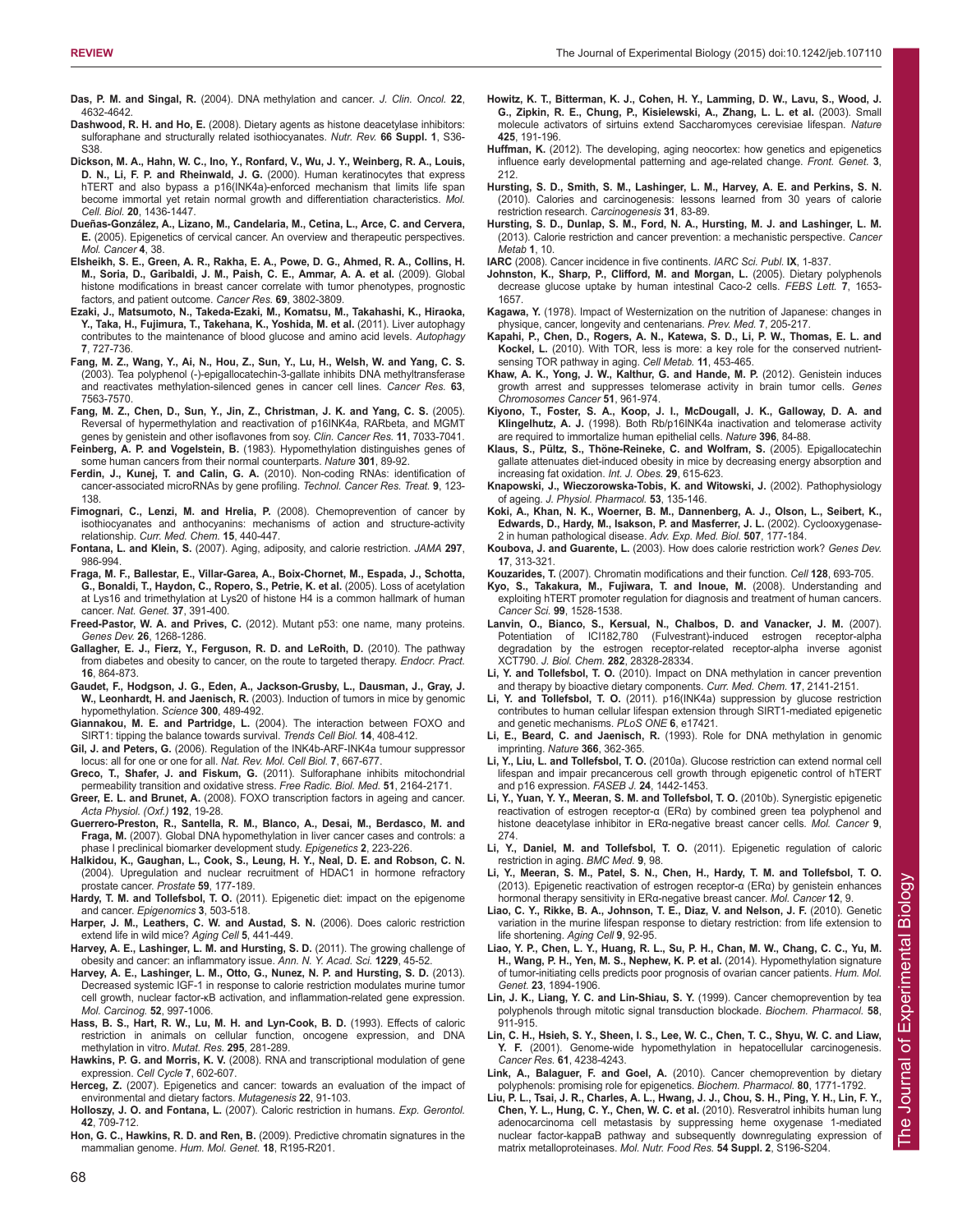**Das, P. M. and Singal, R.** (2004). DNA methylation and cancer. *J. Clin. Oncol.* **22**, 4632-4642.

**Dashwood, R. H. and Ho, E.** (2008). Dietary agents as histone deacetylase inhibitors: sulforaphane and structurally related isothiocyanates. *Nutr. Rev.* **66 Suppl. 1**, S36-S38.

**Dickson, M. A., Hahn, W. C., Ino, Y., Ronfard, V., Wu, J. Y., Weinberg, R. A., Louis, D. N., Li, F. P. and Rheinwald, J. G.** (2000). Human keratinocytes that express hTERT and also bypass a p16(INK4a)-enforced mechanism that limits life span become immortal yet retain normal growth and differentiation characteristics. *Mol. Cell. Biol.* **20**, 1436-1447.

**Dueñas-González, A., Lizano, M., Candelaria, M., Cetina, L., Arce, C. and Cervera, E.** (2005). Epigenetics of cervical cancer. An overview and therapeutic perspectives. *Mol. Cancer* **4**, 38.

**Elsheikh, S. E., Green, A. R., Rakha, E. A., Powe, D. G., Ahmed, R. A., Collins, H. M., Soria, D., Garibaldi, J. M., Paish, C. E., Ammar, A. A. et al.** (2009). Global histone modifications in breast cancer correlate with tumor phenotypes, prognostic factors, and patient outcome. *Cancer Res.* **69**, 3802-3809.

**Ezaki, J., Matsumoto, N., Takeda-Ezaki, M., Komatsu, M., Takahashi, K., Hiraoka, Y., Taka, H., Fujimura, T., Takehana, K., Yoshida, M. et al.** (2011). Liver autophagy contributes to the maintenance of blood glucose and amino acid levels. *Autophagy* **7**, 727-736.

**Fang, M. Z., Wang, Y., Ai, N., Hou, Z., Sun, Y., Lu, H., Welsh, W. and Yang, C. S.** (2003). Tea polyphenol (-)-epigallocatechin-3-gallate inhibits DNA methyltransferase and reactivates methylation-silenced genes in cancer cell lines. *Cancer Res.* **63**, 7563-7570.

**Fang, M. Z., Chen, D., Sun, Y., Jin, Z., Christman, J. K. and Yang, C. S.** (2005). Reversal of hypermethylation and reactivation of p16INK4a, RARbeta, and MGMT genes by genistein and other isoflavones from soy. *Clin. Cancer Res.* **11**, 7033-7041.

**Feinberg, A. P. and Vogelstein, B.** (1983). Hypomethylation distinguishes genes of some human cancers from their normal counterparts. *Nature* **301**, 89-92.

**Ferdin, J., Kunej, T. and Calin, G. A.** (2010). Non-coding RNAs: identification of cancer-associated microRNAs by gene profiling. *Technol. Cancer Res. Treat.* **9**, 123-138.

**Fimognari, C., Lenzi, M. and Hrelia, P.** (2008). Chemoprevention of cancer by isothiocyanates and anthocyanins: mechanisms of action and structure-activity relationship. *Curr. Med. Chem.* **15**, 440-447.

**Fontana, L. and Klein, S.** (2007). Aging, adiposity, and calorie restriction. *JAMA* **297**, 986-994.

**Fraga, M. F., Ballestar, E., Villar-Garea, A., Boix-Chornet, M., Espada, J., Schotta, G., Bonaldi, T., Haydon, C., Ropero, S., Petrie, K. et al.** (2005). Loss of acetylation at Lys16 and trimethylation at Lys20 of histone H4 is a common hallmark of human cancer. *Nat. Genet.* **37**, 391-400.

**Freed-Pastor, W. A. and Prives, C.** (2012). Mutant p53: one name, many proteins. *Genes Dev.* **26**, 1268-1286.

**Gallagher, E. J., Fierz, Y., Ferguson, R. D. and LeRoith, D.** (2010). The pathway from diabetes and obesity to cancer, on the route to targeted therapy. *Endocr. Pract.* **16**, 864-873.

**Gaudet, F., Hodgson, J. G., Eden, A., Jackson-Grusby, L., Dausman, J., Gray, J. W., Leonhardt, H. and Jaenisch, R.** (2003). Induction of tumors in mice by genomic hypomethylation. *Science* **300**, 489-492.

**Giannakou, M. E. and Partridge, L.** (2004). The interaction between FOXO and SIRT1: tipping the balance towards survival. *Trends Cell Biol.* **14**, 408-412.

**Gil, J. and Peters, G.** (2006). Regulation of the INK4b-ARF-INK4a tumour suppressor locus: all for one or one for all. *Nat. Rev. Mol. Cell Biol.* **7**, 667-677.

**Greco, T., Shafer, J. and Fiskum, G.** (2011). Sulforaphane inhibits mitochondrial permeability transition and oxidative stress. *Free Radic. Biol. Med.* **51**, 2164-2171.

**Greer, E. L. and Brunet, A.** (2008). FOXO transcription factors in ageing and cancer. *Acta Physiol. (Oxf.)* **192**, 19-28.

**Guerrero-Preston, R., Santella, R. M., Blanco, A., Desai, M., Berdasco, M. and Fraga, M.** (2007). Global DNA hypomethylation in liver cancer cases and controls: a phase I preclinical biomarker development study. *Epigenetics* **2**, 223-226.

**Halkidou, K., Gaughan, L., Cook, S., Leung, H. Y., Neal, D. E. and Robson, C. N.** (2004). Upregulation and nuclear recruitment of HDAC1 in hormone refractory prostate cancer. *Prostate* **59**, 177-189.

**Hardy, T. M. and Tollefsbol, T. O.** (2011). Epigenetic diet: impact on the epigenome and cancer. *Epigenomics* **3**, 503-518.

**Harper, J. M., Leathers, C. W. and Austad, S. N.** (2006). Does caloric restriction extend life in wild mice? *Aging Cell* **5**, 441-449.

**Harvey, A. E., Lashinger, L. M. and Hursting, S. D.** (2011). The growing challenge of obesity and cancer: an inflammatory issue. *Ann. N. Y. Acad. Sci.* **1229**, 45-52.

**Harvey, A. E., Lashinger, L. M., Otto, G., Nunez, N. P. and Hursting, S. D.** (2013). Decreased systemic IGF-1 in response to calorie restriction modulates murine tumor cell growth, nuclear factor-κB activation, and inflammation-related gene expression. *Mol. Carcinog.* **52**, 997-1006.

**Hass, B. S., Hart, R. W., Lu, M. H. and Lyn-Cook, B. D.** (1993). Effects of caloric restriction in animals on cellular function, oncogene expression, and DNA methylation in vitro. *Mutat. Res.* **295**, 281-289.

**Hawkins, P. G. and Morris, K. V.** (2008). RNA and transcriptional modulation of gene expression. *Cell Cycle* **7**, 602-607.

**Herceg, Z.** (2007). Epigenetics and cancer: towards an evaluation of the impact of environmental and dietary factors. *Mutagenesis* **22**, 91-103.

**Holloszy, J. O. and Fontana, L.** (2007). Caloric restriction in humans. *Exp. Gerontol.* **42**, 709-712.

**Hon, G. C., Hawkins, R. D. and Ren, B.** (2009). Predictive chromatin signatures in the mammalian genome. *Hum. Mol. Genet.* **18**, R195-R201.

**Howitz, K. T., Bitterman, K. J., Cohen, H. Y., Lamming, D. W., Lavu, S., Wood, J. G., Zipkin, R. E., Chung, P., Kisielewski, A., Zhang, L. L. et al.** (2003). Small molecule activators of sirtuins extend Saccharomyces cerevisiae lifespan. *Nature* **425**, 191-196.

**Huffman, K.** (2012). The developing, aging neocortex: how genetics and epigenetics influence early developmental patterning and age-related change. *Front. Genet.* **3**, 212.

**Hursting, S. D., Smith, S. M., Lashinger, L. M., Harvey, A. E. and Perkins, S. N.** (2010). Calories and carcinogenesis: lessons learned from 30 years of calorie restriction research. *Carcinogenesis* **31**, 83-89.

**Hursting, S. D., Dunlap, S. M., Ford, N. A., Hursting, M. J. and Lashinger, L. M.** (2013). Calorie restriction and cancer prevention: a mechanistic perspective. *Cancer Metab* **1**, 10.

**IARC** (2008). Cancer incidence in five continents. *IARC Sci. Publ.* **IX**, 1-837.

**Johnston, K., Sharp, P., Clifford, M. and Morgan, L.** (2005). Dietary polyphenols decrease glucose uptake by human intestinal Caco-2 cells. *FEBS Lett.* **7**, 1653-1657.

**Kagawa, Y.** (1978). Impact of Westernization on the nutrition of Japanese: changes in physique, cancer, longevity and centenarians. *Prev. Med.* **7**, 205-217.

**Kapahi, P., Chen, D., Rogers, A. N., Katewa, S. D., Li, P. W., Thomas, E. L. and Kockel, L.** (2010). With TOR, less is more: a key role for the conserved nutrient-sensing TOR pathway in aging. *Cell Metab.* **11**, 453-465.

**Khaw, A. K., Yong, J. W., Kalthur, G. and Hande, M. P.** (2012). Genistein induces growth arrest and suppresses telomerase activity in brain tumor cells. *Genes Chromosomes Cancer* **51**, 961-974.

**Kiyono, T., Foster, S. A., Koop, J. I., McDougall, J. K., Galloway, D. A. and Klingelhutz, A. J.** (1998). Both Rb/p16INK4a inactivation and telomerase activity are required to immortalize human epithelial cells. *Nature* **396**, 84-88.

**Klaus, S., Pültz, S., Thöne-Reineke, C. and Wolfram, S.** (2005). Epigallocatechin gallate attenuates diet-induced obesity in mice by decreasing energy absorption and increasing fat oxidation. *Int. J. Obes.* **29**, 615-623.

**Knapowski, J., Wieczorowska-Tobis, K. and Witowski, J.** (2002). Pathophysiology of ageing. *J. Physiol. Pharmacol.* **53**, 135-146.

**Koki, A., Khan, N. K., Woerner, B. M., Dannenberg, A. J., Olson, L., Seibert, K., Edwards, D., Hardy, M., Isakson, P. and Masferrer, J. L.** (2002). Cyclooxygenase-2 in human pathological disease. *Adv. Exp. Med. Biol.* **507**, 177-184.

**Koubova, J. and Guarente, L.** (2003). How does calorie restriction work? *Genes Dev.* **17**, 313-321.

**Kouzarides, T.** (2007). Chromatin modifications and their function. *Cell* **128**, 693-705.

**Kyo, S., Takakura, M., Fujiwara, T. and Inoue, M.** (2008). Understanding and exploiting hTERT promoter regulation for diagnosis and treatment of human cancers. *Cancer Sci.* **99**, 1528-1538.

**Lanvin, O., Bianco, S., Kersual, N., Chalbos, D. and Vanacker, J. M.** (2007). Potentiation of ICI182,780 (Fulvestrant)-induced estrogen receptor-alpha degradation by the estrogen receptor-related receptor-alpha inverse agonist XCT790. *J. Biol. Chem.* **282**, 28328-28334.

**Li, Y. and Tollefsbol, T. O.** (2010). Impact on DNA methylation in cancer prevention and therapy by bioactive dietary components. *Curr. Med. Chem.* **17**, 2141-2151.

**Li, Y. and Tollefsbol, T. O.** (2011). p16(INK4a) suppression by glucose restriction contributes to human cellular lifespan extension through SIRT1-mediated epigenetic and genetic mechanisms. *PLoS ONE* **6**, e17421.

**Li, E., Beard, C. and Jaenisch, R.** (1993). Role for DNA methylation in genomic imprinting. *Nature* **366**, 362-365.

**Li, Y., Liu, L. and Tollefsbol, T. O.** (2010a). Glucose restriction can extend normal cell lifespan and impair precancerous cell growth through epigenetic control of hTERT and p16 expression. *FASEB J.* **24**, 1442-1453.

**Li, Y., Yuan, Y. Y., Meeran, S. M. and Tollefsbol, T. O.** (2010b). Synergistic epigenetic reactivation of estrogen receptor-α (ERα) by combined green tea polyphenol and histone deacetylase inhibitor in ERα-negative breast cancer cells. *Mol. Cancer* **9**, 274.

**Li, Y., Daniel, M. and Tollefsbol, T. O.** (2011). Epigenetic regulation of caloric restriction in aging. *BMC Med.* **9**, 98.

**Li, Y., Meeran, S. M., Patel, S. N., Chen, H., Hardy, T. M. and Tollefsbol, T. O.** (2013). Epigenetic reactivation of estrogen receptor-α (ERα) by genistein enhances hormonal therapy sensitivity in ERα-negative breast cancer. *Mol. Cancer* **12**, 9.

**Liao, C. Y., Rikke, B. A., Johnson, T. E., Diaz, V. and Nelson, J. F.** (2010). Genetic variation in the murine lifespan response to dietary restriction: from life extension to life shortening. *Aging Cell* **9**, 92-95.

**Liao, Y. P., Chen, L. Y., Huang, R. L., Su, P. H., Chan, M. W., Chang, C. C., Yu, M. H., Wang, P. H., Yen, M. S., Nephew, K. P. et al.** (2014). Hypomethylation signature of tumor-initiating cells predicts poor prognosis of ovarian cancer patients. *Hum. Mol. Genet.* **23**, 1894-1906.

**Lin, J. K., Liang, Y. C. and Lin-Shiau, S. Y.** (1999). Cancer chemoprevention by tea polyphenols through mitotic signal transduction blockade. *Biochem. Pharmacol.* **58**, 911-915.

**Lin, C. H., Hsieh, S. Y., Sheen, I. S., Lee, W. C., Chen, T. C., Shyu, W. C. and Liaw, Y. F.** (2001). Genome-wide hypomethylation in hepatocellular carcinogenesis. *Cancer Res.* **61**, 4238-4243.

**Link, A., Balaguer, F. and Goel, A.** (2010). Cancer chemoprevention by dietary polyphenols: promising role for epigenetics. *Biochem. Pharmacol.* **80**, 1771-1792.

**Liu, P. L., Tsai, J. R., Charles, A. L., Hwang, J. J., Chou, S. H., Ping, Y. H., Lin, F. Y., Chen, Y. L., Hung, C. Y., Chen, W. C. et al.** (2010). Resveratrol inhibits human lung adenocarcinoma cell metastasis by suppressing heme oxygenase 1-mediated nuclear factor-kappaB pathway and subsequently downregulating expression of matrix metalloproteinases. *Mol. Nutr. Food Res.* **54 Suppl. 2**, S196-S204.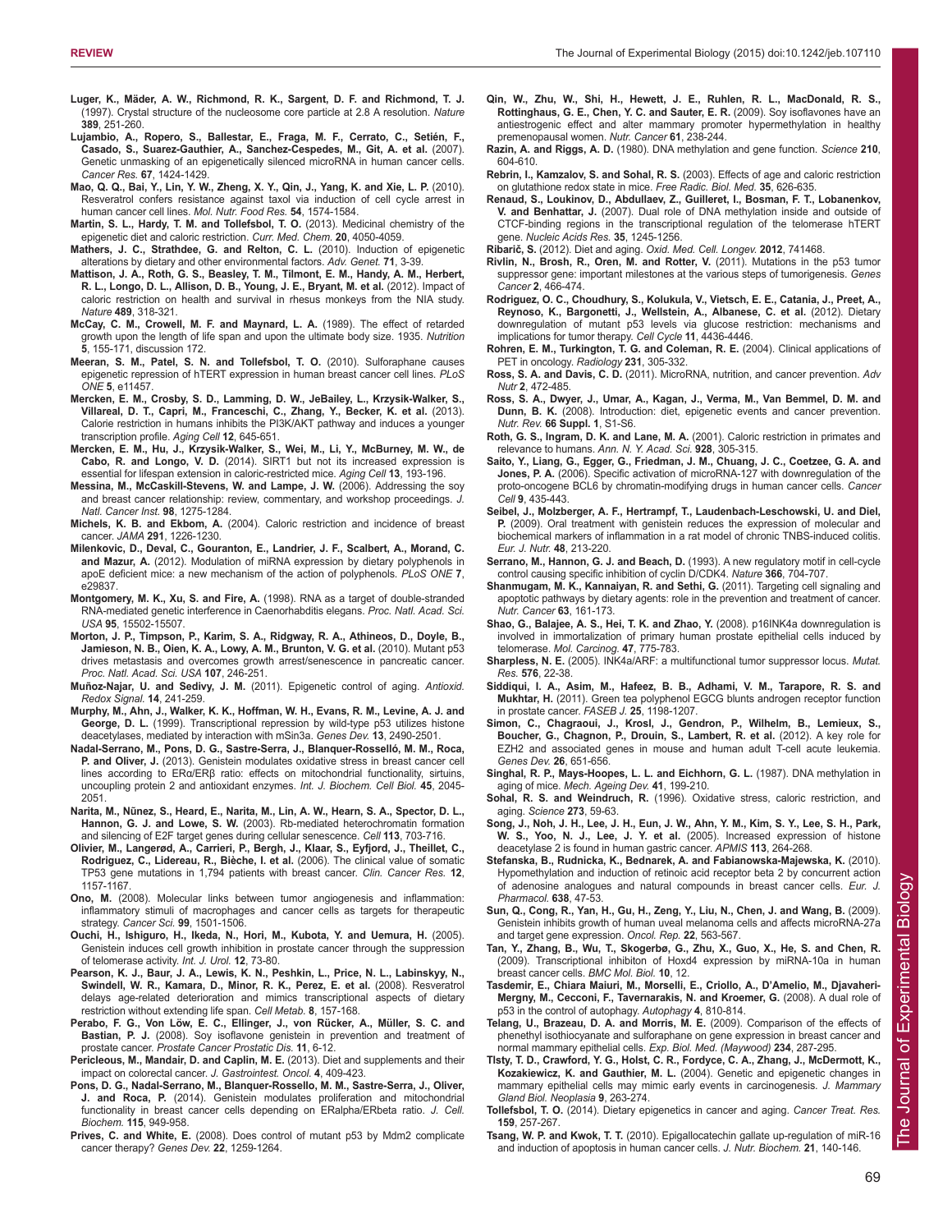**Luger, K., Mäder, A. W., Richmond, R. K., Sargent, D. F. and Richmond, T. J.** (1997). Crystal structure of the nucleosome core particle at 2.8 A resolution. *Nature* **389**, 251-260.

**Lujambio, A., Ropero, S., Ballestar, E., Fraga, M. F., Cerrato, C., Setién, F., Casado, S., Suarez-Gauthier, A., Sanchez-Cespedes, M., Git, A. et al.** (2007). Genetic unmasking of an epigenetically silenced microRNA in human cancer cells. *Cancer Res.* **67**, 1424-1429.

**Mao, Q. Q., Bai, Y., Lin, Y. W., Zheng, X. Y., Qin, J., Yang, K. and Xie, L. P.** (2010). Resveratrol confers resistance against taxol via induction of cell cycle arrest in human cancer cell lines. *Mol. Nutr. Food Res.* **54**, 1574-1584.

**Martin, S. L., Hardy, T. M. and Tollefsbol, T. O.** (2013). Medicinal chemistry of the epigenetic diet and caloric restriction. *Curr. Med. Chem.* **20**, 4050-4059.

**Mathers, J. C., Strathdee, G. and Relton, C. L.** (2010). Induction of epigenetic alterations by dietary and other environmental factors. *Adv. Genet.* **71**, 3-39.

**Mattison, J. A., Roth, G. S., Beasley, T. M., Tilmont, E. M., Handy, A. M., Herbert, R. L., Longo, D. L., Allison, D. B., Young, J. E., Bryant, M. et al.** (2012). Impact of caloric restriction on health and survival in rhesus monkeys from the NIA study. *Nature* **489**, 318-321.

**McCay, C. M., Crowell, M. F. and Maynard, L. A.** (1989). The effect of retarded growth upon the length of life span and upon the ultimate body size. 1935. *Nutrition* **5**, 155-171, discussion 172.

**Meeran, S. M., Patel, S. N. and Tollefsbol, T. O.** (2010). Sulforaphane causes epigenetic repression of hTERT expression in human breast cancer cell lines. *PLoS ONE* **5**, e11457.

**Mercken, E. M., Crosby, S. D., Lamming, D. W., JeBailey, L., Krzysik-Walker, S., Villareal, D. T., Capri, M., Franceschi, C., Zhang, Y., Becker, K. et al.** (2013). Calorie restriction in humans inhibits the PI3K/AKT pathway and induces a younger transcription profile. *Aging Cell* **12**, 645-651.

**Mercken, E. M., Hu, J., Krzysik-Walker, S., Wei, M., Li, Y., McBurney, M. W., de Cabo, R. and Longo, V. D.** (2014). SIRT1 but not its increased expression is essential for lifespan extension in caloric-restricted mice. *Aging Cell* **13**, 193-196.

**Messina, M., McCaskill-Stevens, W. and Lampe, J. W.** (2006). Addressing the soy and breast cancer relationship: review, commentary, and workshop proceedings. *J. Natl. Cancer Inst.* **98**, 1275-1284.

**Michels, K. B. and Ekbom, A.** (2004). Caloric restriction and incidence of breast cancer. *JAMA* **291**, 1226-1230.

**Milenkovic, D., Deval, C., Gouranton, E., Landrier, J. F., Scalbert, A., Morand, C. and Mazur, A.** (2012). Modulation of miRNA expression by dietary polyphenols in apoE deficient mice: a new mechanism of the action of polyphenols. *PLoS ONE* **7**, e29837.

**Montgomery, M. K., Xu, S. and Fire, A.** (1998). RNA as a target of double-stranded RNA-mediated genetic interference in Caenorhabditis elegans. *Proc. Natl. Acad. Sci. USA* **95**, 15502-15507.

**Morton, J. P., Timpson, P., Karim, S. A., Ridgway, R. A., Athineos, D., Doyle, B., Jamieson, N. B., Oien, K. A., Lowy, A. M., Brunton, V. G. et al.** (2010). Mutant p53 drives metastasis and overcomes growth arrest/senescence in pancreatic cancer. *Proc. Natl. Acad. Sci. USA* **107**, 246-251.

**Muñoz-Najar, U. and Sedivy, J. M.** (2011). Epigenetic control of aging. *Antioxid. Redox Signal.* **14**, 241-259.

**Murphy, M., Ahn, J., Walker, K. K., Hoffman, W. H., Evans, R. M., Levine, A. J. and George, D. L.** (1999). Transcriptional repression by wild-type p53 utilizes histone deacetylases, mediated by interaction with mSin3a. *Genes Dev.* **13**, 2490-2501.

**Nadal-Serrano, M., Pons, D. G., Sastre-Serra, J., Blanquer-Rosselló, M. M., Roca, P. and Oliver, J.** (2013). Genistein modulates oxidative stress in breast cancer cell lines according to ERα/ERβ ratio: effects on mitochondrial functionality, sirtuins, uncoupling protein 2 and antioxidant enzymes. *Int. J. Biochem. Cell Biol.* **45**, 2045-2051.

**Narita, M., Nũnez, S., Heard, E., Narita, M., Lin, A. W., Hearn, S. A., Spector, D. L., Hannon, G. J. and Lowe, S. W.** (2003). Rb-mediated heterochromatin formation and silencing of E2F target genes during cellular senescence. *Cell* **113**, 703-716.

**Olivier, M., Langerød, A., Carrieri, P., Bergh, J., Klaar, S., Eyfjord, J., Theillet, C., Rodriguez, C., Lidereau, R., Bièche, I. et al.** (2006). The clinical value of somatic TP53 gene mutations in 1,794 patients with breast cancer. *Clin. Cancer Res.* **12**, 1157-1167.

**Ono, M.** (2008). Molecular links between tumor angiogenesis and inflammation: inflammatory stimuli of macrophages and cancer cells as targets for therapeutic strategy. *Cancer Sci.* **99**, 1501-1506.

**Ouchi, H., Ishiguro, H., Ikeda, N., Hori, M., Kubota, Y. and Uemura, H.** (2005). Genistein induces cell growth inhibition in prostate cancer through the suppression of telomerase activity. *Int. J. Urol.* **12**, 73-80.

**Pearson, K. J., Baur, J. A., Lewis, K. N., Peshkin, L., Price, N. L., Labinskyy, N., Swindell, W. R., Kamara, D., Minor, R. K., Perez, E. et al.** (2008). Resveratrol delays age-related deterioration and mimics transcriptional aspects of dietary restriction without extending life span. *Cell Metab.* **8**, 157-168.

**Perabo, F. G., Von Löw, E. C., Ellinger, J., von Rücker, A., Müller, S. C. and Bastian, P. J.** (2008). Soy isoflavone genistein in prevention and treatment of prostate cancer. *Prostate Cancer Prostatic Dis.* **11**, 6-12.

**Pericleous, M., Mandair, D. and Caplin, M. E.** (2013). Diet and supplements and their impact on colorectal cancer. *J. Gastrointest. Oncol.* **4**, 409-423.

**Pons, D. G., Nadal-Serrano, M., Blanquer-Rossello, M. M., Sastre-Serra, J., Oliver, J. and Roca, P.** (2014). Genistein modulates proliferation and mitochondrial functionality in breast cancer cells depending on ERalpha/ERbeta ratio. *J. Cell. Biochem.* **115**, 949-958.

**Prives, C. and White, E.** (2008). Does control of mutant p53 by Mdm2 complicate cancer therapy? *Genes Dev.* **22**, 1259-1264.

**Qin, W., Zhu, W., Shi, H., Hewett, J. E., Ruhlen, R. L., MacDonald, R. S., Rottinghaus, G. E., Chen, Y. C. and Sauter, E. R.** (2009). Soy isoflavones have an antiestrogenic effect and alter mammary promoter hypermethylation in healthy premenopausal women. *Nutr. Cancer* **61**, 238-244.

**Razin, A. and Riggs, A. D.** (1980). DNA methylation and gene function. *Science* **210**, 604-610.

**Rebrin, I., Kamzalov, S. and Sohal, R. S.** (2003). Effects of age and caloric restriction on glutathione redox state in mice. *Free Radic. Biol. Med.* **35**, 626-635.

**Renaud, S., Loukinov, D., Abdullaev, Z., Guilleret, I., Bosman, F. T., Lobanenkov, V. and Benhattar, J.** (2007). Dual role of DNA methylation inside and outside of CTCF-binding regions in the transcriptional regulation of the telomerase hTERT gene. *Nucleic Acids Res.* **35**, 1245-1256.

**Ribarič, S.** (2012). Diet and aging. *Oxid. Med. Cell. Longev.* **2012**, 741468.

**Rivlin, N., Brosh, R., Oren, M. and Rotter, V.** (2011). Mutations in the p53 tumor suppressor gene: important milestones at the various steps of tumorigenesis. *Genes Cancer* **2**, 466-474.

**Rodriguez, O. C., Choudhury, S., Kolukula, V., Vietsch, E. E., Catania, J., Preet, A., Reynoso, K., Bargonetti, J., Wellstein, A., Albanese, C. et al.** (2012). Dietary downregulation of mutant p53 levels via glucose restriction: mechanisms and implications for tumor therapy. *Cell Cycle* **11**, 4436-4446.

**Rohren, E. M., Turkington, T. G. and Coleman, R. E.** (2004). Clinical applications of PET in oncology. *Radiology* **231**, 305-332.

**Ross, S. A. and Davis, C. D.** (2011). MicroRNA, nutrition, and cancer prevention. *Adv Nutr* **2**, 472-485.

**Ross, S. A., Dwyer, J., Umar, A., Kagan, J., Verma, M., Van Bemmel, D. M. and Dunn, B. K.** (2008). Introduction: diet, epigenetic events and cancer prevention. *Nutr. Rev.* **66 Suppl. 1**, S1-S6.

**Roth, G. S., Ingram, D. K. and Lane, M. A.** (2001). Caloric restriction in primates and relevance to humans. *Ann. N. Y. Acad. Sci.* **928**, 305-315.

**Saito, Y., Liang, G., Egger, G., Friedman, J. M., Chuang, J. C., Coetzee, G. A. and Jones, P. A.** (2006). Specific activation of microRNA-127 with downregulation of the proto-oncogene BCL6 by chromatin-modifying drugs in human cancer cells. *Cancer Cell* **9**, 435-443.

**Seibel, J., Molzberger, A. F., Hertrampf, T., Laudenbach-Leschowski, U. and Diel, P.** (2009). Oral treatment with genistein reduces the expression of molecular and biochemical markers of inflammation in a rat model of chronic TNBS-induced colitis. *Eur. J. Nutr.* **48**, 213-220.

**Serrano, M., Hannon, G. J. and Beach, D.** (1993). A new regulatory motif in cell-cycle control causing specific inhibition of cyclin D/CDK4. *Nature* **366**, 704-707.

**Shanmugam, M. K., Kannaiyan, R. and Sethi, G.** (2011). Targeting cell signaling and apoptotic pathways by dietary agents: role in the prevention and treatment of cancer. *Nutr. Cancer* **63**, 161-173.

**Shao, G., Balajee, A. S., Hei, T. K. and Zhao, Y.** (2008). p16INK4a downregulation is involved in immortalization of primary human prostate epithelial cells induced by telomerase. *Mol. Carcinog.* **47**, 775-783.

**Sharpless, N. E.** (2005). INK4a/ARF: a multifunctional tumor suppressor locus. *Mutat. Res.* **576**, 22-38.

**Siddiqui, I. A., Asim, M., Hafeez, B. B., Adhami, V. M., Tarapore, R. S. and Mukhtar, H.** (2011). Green tea polyphenol EGCG blunts androgen receptor function in prostate cancer. *FASEB J.* **25**, 1198-1207.

**Simon, C., Chagraoui, J., Krosl, J., Gendron, P., Wilhelm, B., Lemieux, S., Boucher, G., Chagnon, P., Drouin, S., Lambert, R. et al.** (2012). A key role for EZH2 and associated genes in mouse and human adult T-cell acute leukemia. *Genes Dev.* **26**, 651-656.

**Singhal, R. P., Mays-Hoopes, L. L. and Eichhorn, G. L.** (1987). DNA methylation in aging of mice. *Mech. Ageing Dev.* **41**, 199-210.

**Sohal, R. S. and Weindruch, R.** (1996). Oxidative stress, caloric restriction, and aging. *Science* **273**, 59-63.

**Song, J., Noh, J. H., Lee, J. H., Eun, J. W., Ahn, Y. M., Kim, S. Y., Lee, S. H., Park, W. S., Yoo, N. J., Lee, J. Y. et al.** (2005). Increased expression of histone deacetylase 2 is found in human gastric cancer. *APMIS* **113**, 264-268.

**Stefanska, B., Rudnicka, K., Bednarek, A. and Fabianowska-Majewska, K.** (2010). Hypomethylation and induction of retinoic acid receptor beta 2 by concurrent action of adenosine analogues and natural compounds in breast cancer cells. *Eur. J. Pharmacol.* **638**, 47-53.

**Sun, Q., Cong, R., Yan, H., Gu, H., Zeng, Y., Liu, N., Chen, J. and Wang, B.** (2009). Genistein inhibits growth of human uveal melanoma cells and affects microRNA-27a and target gene expression. *Oncol. Rep.* **22**, 563-567.

**Tan, Y., Zhang, B., Wu, T., Skogerbø, G., Zhu, X., Guo, X., He, S. and Chen, R.** (2009). Transcriptional inhibiton of Hoxd4 expression by miRNA-10a in human breast cancer cells. *BMC Mol. Biol.* **10**, 12.

**Tasdemir, E., Chiara Maiuri, M., Morselli, E., Criollo, A., D'Amelio, M., Djavaheri-Mergny, M., Cecconi, F., Tavernarakis, N. and Kroemer, G.** (2008). A dual role of p53 in the control of autophagy. *Autophagy* **4**, 810-814.

**Telang, U., Brazeau, D. A. and Morris, M. E.** (2009). Comparison of the effects of phenethyl isothiocyanate and sulforaphane on gene expression in breast cancer and normal mammary epithelial cells. *Exp. Biol. Med. (Maywood)* **234**, 287-295.

**Tlsty, T. D., Crawford, Y. G., Holst, C. R., Fordyce, C. A., Zhang, J., McDermott, K., Kozakiewicz, K. and Gauthier, M. L.** (2004). Genetic and epigenetic changes in mammary epithelial cells may mimic early events in carcinogenesis. *J. Mammary Gland Biol. Neoplasia* **9**, 263-274.

**Tollefsbol, T. O.** (2014). Dietary epigenetics in cancer and aging. *Cancer Treat. Res.* **159**, 257-267.

**Tsang, W. P. and Kwok, T. T.** (2010). Epigallocatechin gallate up-regulation of miR-16 and induction of apoptosis in human cancer cells. *J. Nutr. Biochem.* **21**, 140-146.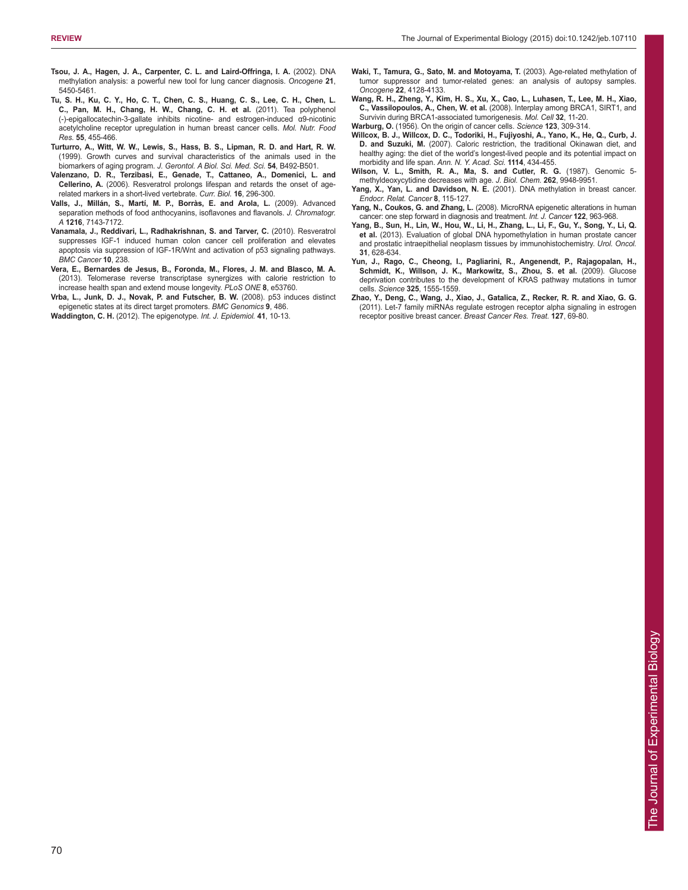**Tsou, J. A., Hagen, J. A., Carpenter, C. L. and Laird-Offringa, I. A.** (2002). DNA methylation analysis: a powerful new tool for lung cancer diagnosis. *Oncogene* **21**, 5450-5461.

**Tu, S. H., Ku, C. Y., Ho, C. T., Chen, C. S., Huang, C. S., Lee, C. H., Chen, L. C., Pan, M. H., Chang, H. W., Chang, C. H. et al.** (2011). Tea polyphenol (-)-epigallocatechin-3-gallate inhibits nicotine- and estrogen-induced α9-nicotinic acetylcholine receptor upregulation in human breast cancer cells. *Mol. Nutr. Food Res.* **55**, 455-466.

**Turturro, A., Witt, W. W., Lewis, S., Hass, B. S., Lipman, R. D. and Hart, R. W.** (1999). Growth curves and survival characteristics of the animals used in the biomarkers of aging program. *J. Gerontol. A Biol. Sci. Med. Sci.* **54**, B492-B501.

**Valenzano, D. R., Terzibasi, E., Genade, T., Cattaneo, A., Domenici, L. and Cellerino, A.** (2006). Resveratrol prolongs lifespan and retards the onset of age-related markers in a short-lived vertebrate. *Curr. Biol.* **16**, 296-300.

**Valls, J., Millán, S., Martí, M. P., Borràs, E. and Arola, L.** (2009). Advanced separation methods of food anthocyanins, isoflavones and flavanols. *J. Chromatogr. A* **1216**, 7143-7172.

**Vanamala, J., Reddivari, L., Radhakrishnan, S. and Tarver, C.** (2010). Resveratrol suppresses IGF-1 induced human colon cancer cell proliferation and elevates apoptosis via suppression of IGF-1R/Wnt and activation of p53 signaling pathways. *BMC Cancer* **10**, 238.

**Vera, E., Bernardes de Jesus, B., Foronda, M., Flores, J. M. and Blasco, M. A.** (2013). Telomerase reverse transcriptase synergizes with calorie restriction to increase health span and extend mouse longevity. *PLoS ONE* **8**, e53760.

**Vrba, L., Junk, D. J., Novak, P. and Futscher, B. W.** (2008). p53 induces distinct epigenetic states at its direct target promoters. *BMC Genomics* **9**, 486.

**Waddington, C. H.** (2012). The epigenotype. *Int. J. Epidemiol.* **41**, 10-13.

**Waki, T., Tamura, G., Sato, M. and Motoyama, T.** (2003). Age-related methylation of tumor suppressor and tumor-related genes: an analysis of autopsy samples. *Oncogene* **22**, 4128-4133.

**Wang, R. H., Zheng, Y., Kim, H. S., Xu, X., Cao, L., Luhasen, T., Lee, M. H., Xiao, C., Vassilopoulos, A., Chen, W. et al.** (2008). Interplay among BRCA1, SIRT1, and Survivin during BRCA1-associated tumorigenesis. *Mol. Cell* **32**, 11-20.

**Warburg, O.** (1956). On the origin of cancer cells. *Science* **123**, 309-314.

**Willcox, B. J., Willcox, D. C., Todoriki, H., Fujiyoshi, A., Yano, K., He, Q., Curb, J. D. and Suzuki, M.** (2007). Caloric restriction, the traditional Okinawan diet, and healthy aging: the diet of the world's longest-lived people and its potential impact on morbidity and life span. *Ann. N. Y. Acad. Sci.* **1114**, 434-455.

**Wilson, V. L., Smith, R. A., Ma, S. and Cutler, R. G.** (1987). Genomic 5-methyldeoxycytidine decreases with age. *J. Biol. Chem.* **262**, 9948-9951.

**Yang, X., Yan, L. and Davidson, N. E.** (2001). DNA methylation in breast cancer. *Endocr. Relat. Cancer* **8**, 115-127.

**Yang, N., Coukos, G. and Zhang, L.** (2008). MicroRNA epigenetic alterations in human cancer: one step forward in diagnosis and treatment. *Int. J. Cancer* **122**, 963-968.

**Yang, B., Sun, H., Lin, W., Hou, W., Li, H., Zhang, L., Li, F., Gu, Y., Song, Y., Li, Q. et al.** (2013). Evaluation of global DNA hypomethylation in human prostate cancer and prostatic intraepithelial neoplasm tissues by immunohistochemistry. *Urol. Oncol.* **31**, 628-634.

**Yun, J., Rago, C., Cheong, I., Pagliarini, R., Angenendt, P., Rajagopalan, H., Schmidt, K., Willson, J. K., Markowitz, S., Zhou, S. et al.** (2009). Glucose deprivation contributes to the development of KRAS pathway mutations in tumor cells. *Science* **325**, 1555-1559.

**Zhao, Y., Deng, C., Wang, J., Xiao, J., Gatalica, Z., Recker, R. R. and Xiao, G. G.** (2011). Let-7 family miRNAs regulate estrogen receptor alpha signaling in estrogen receptor positive breast cancer. *Breast Cancer Res. Treat.* **127**, 69-80.